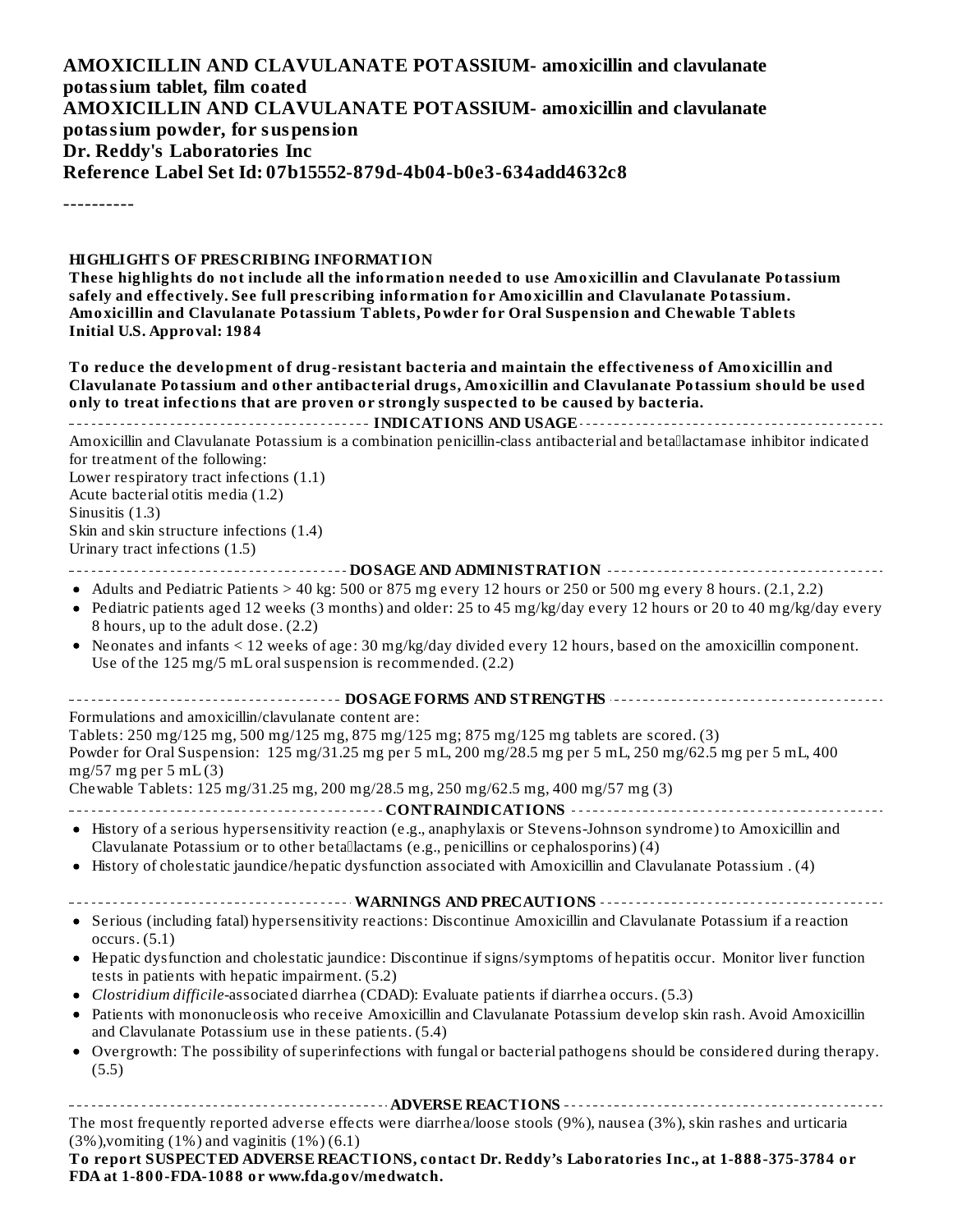**AMOXICILLIN AND CLAVULANATE POTASSIUM- amoxicillin and clavulanate potassium tablet, film coated**
**AMOXICILLIN AND CLAVULANATE POTASSIUM- amoxicillin and clavulanate potassium powder, for suspension**
**Dr. Reddy's Laboratories Inc**
**Reference Label Set Id: 07b15552-879d-4b04-b0e3-634add4632c8**

----------

**HIGHLIGHTS OF PRESCRIBING INFORMATION**

**These highlights do not include all the information needed to use Amoxicillin and Clavulanate Potassium safely and effectively. See full prescribing information for Amoxicillin and Clavulanate Potassium.**
**Amoxicillin and Clavulanate Potassium Tablets, Powder for Oral Suspension and Chewable Tablets**
**Initial U.S. Approval: 1984**

**To reduce the development of drug-resistant bacteria and maintain the effectiveness of Amoxicillin and Clavulanate Potassium and other antibacterial drugs, Amoxicillin and Clavulanate Potassium should be used only to treat infections that are proven or strongly suspected to be caused by bacteria.**

## INDICATIONS AND USAGE

Amoxicillin and Clavulanate Potassium is a combination penicillin-class antibacterial and beta‑lactamase inhibitor indicated for treatment of the following:
Lower respiratory tract infections (1.1)
Acute bacterial otitis media (1.2)
Sinusitis (1.3)
Skin and skin structure infections (1.4)
Urinary tract infections (1.5)

## DOSAGE AND ADMINISTRATION

- Adults and Pediatric Patients > 40 kg: 500 or 875 mg every 12 hours or 250 or 500 mg every 8 hours. (2.1, 2.2)
- Pediatric patients aged 12 weeks (3 months) and older: 25 to 45 mg/kg/day every 12 hours or 20 to 40 mg/kg/day every 8 hours, up to the adult dose. (2.2)
- Neonates and infants < 12 weeks of age: 30 mg/kg/day divided every 12 hours, based on the amoxicillin component. Use of the 125 mg/5 mL oral suspension is recommended. (2.2)

## DOSAGE FORMS AND STRENGTHS

Formulations and amoxicillin/clavulanate content are:
Tablets: 250 mg/125 mg, 500 mg/125 mg, 875 mg/125 mg; 875 mg/125 mg tablets are scored. (3)
Powder for Oral Suspension: 125 mg/31.25 mg per 5 mL, 200 mg/28.5 mg per 5 mL, 250 mg/62.5 mg per 5 mL, 400 mg/57 mg per 5 mL (3)
Chewable Tablets: 125 mg/31.25 mg, 200 mg/28.5 mg, 250 mg/62.5 mg, 400 mg/57 mg (3)

## CONTRAINDICATIONS

- History of a serious hypersensitivity reaction (e.g., anaphylaxis or Stevens-Johnson syndrome) to Amoxicillin and Clavulanate Potassium or to other beta‑lactams (e.g., penicillins or cephalosporins) (4)
- History of cholestatic jaundice/hepatic dysfunction associated with Amoxicillin and Clavulanate Potassium . (4)

## WARNINGS AND PRECAUTIONS

- Serious (including fatal) hypersensitivity reactions: Discontinue Amoxicillin and Clavulanate Potassium if a reaction occurs. (5.1)
- Hepatic dysfunction and cholestatic jaundice: Discontinue if signs/symptoms of hepatitis occur. Monitor liver function tests in patients with hepatic impairment. (5.2)
- *Clostridium difficile*-associated diarrhea (CDAD): Evaluate patients if diarrhea occurs. (5.3)
- Patients with mononucleosis who receive Amoxicillin and Clavulanate Potassium develop skin rash. Avoid Amoxicillin and Clavulanate Potassium use in these patients. (5.4)
- Overgrowth: The possibility of superinfections with fungal or bacterial pathogens should be considered during therapy. (5.5)

## ADVERSE REACTIONS

The most frequently reported adverse effects were diarrhea/loose stools (9%), nausea (3%), skin rashes and urticaria (3%),vomiting (1%) and vaginitis (1%) (6.1)

**To report SUSPECTED ADVERSE REACTIONS, contact Dr. Reddy's Laboratories Inc., at 1-888-375-3784 or FDA at 1-800-FDA-1088 or www.fda.gov/medwatch.**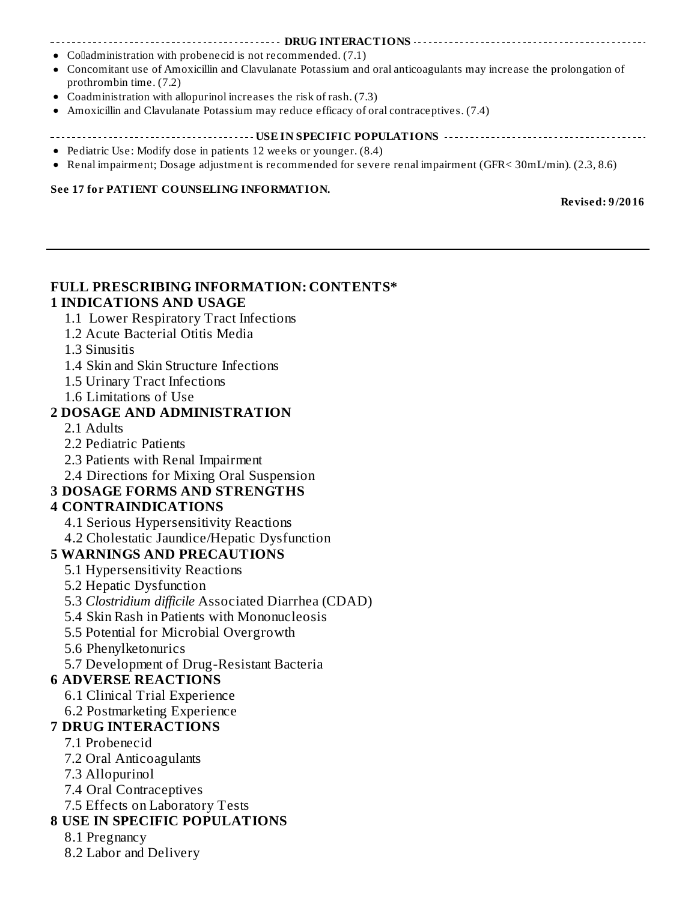## DRUG INTERACTIONS

- Co­administration with probenecid is not recommended. (7.1)
- Concomitant use of Amoxicillin and Clavulanate Potassium and oral anticoagulants may increase the prolongation of prothrombin time. (7.2)
- Coadministration with allopurinol increases the risk of rash. (7.3)
- Amoxicillin and Clavulanate Potassium may reduce efficacy of oral contraceptives. (7.4)

## USE IN SPECIFIC POPULATIONS

- Pediatric Use: Modify dose in patients 12 weeks or younger. (8.4)
- Renal impairment; Dosage adjustment is recommended for severe renal impairment (GFR< 30mL/min). (2.3, 8.6)

**See 17 for PATIENT COUNSELING INFORMATION.**

**Revised: 9/2016**

---

## FULL PRESCRIBING INFORMATION: CONTENTS*

**1 INDICATIONS AND USAGE**
- 1.1 Lower Respiratory Tract Infections
- 1.2 Acute Bacterial Otitis Media
- 1.3 Sinusitis
- 1.4 Skin and Skin Structure Infections
- 1.5 Urinary Tract Infections
- 1.6 Limitations of Use

**2 DOSAGE AND ADMINISTRATION**
- 2.1 Adults
- 2.2 Pediatric Patients
- 2.3 Patients with Renal Impairment
- 2.4 Directions for Mixing Oral Suspension

**3 DOSAGE FORMS AND STRENGTHS**

**4 CONTRAINDICATIONS**
- 4.1 Serious Hypersensitivity Reactions
- 4.2 Cholestatic Jaundice/Hepatic Dysfunction

**5 WARNINGS AND PRECAUTIONS**
- 5.1 Hypersensitivity Reactions
- 5.2 Hepatic Dysfunction
- 5.3 *Clostridium difficile* Associated Diarrhea (CDAD)
- 5.4 Skin Rash in Patients with Mononucleosis
- 5.5 Potential for Microbial Overgrowth
- 5.6 Phenylketonurics
- 5.7 Development of Drug-Resistant Bacteria

**6 ADVERSE REACTIONS**
- 6.1 Clinical Trial Experience
- 6.2 Postmarketing Experience

**7 DRUG INTERACTIONS**
- 7.1 Probenecid
- 7.2 Oral Anticoagulants
- 7.3 Allopurinol
- 7.4 Oral Contraceptives
- 7.5 Effects on Laboratory Tests

**8 USE IN SPECIFIC POPULATIONS**
- 8.1 Pregnancy
- 8.2 Labor and Delivery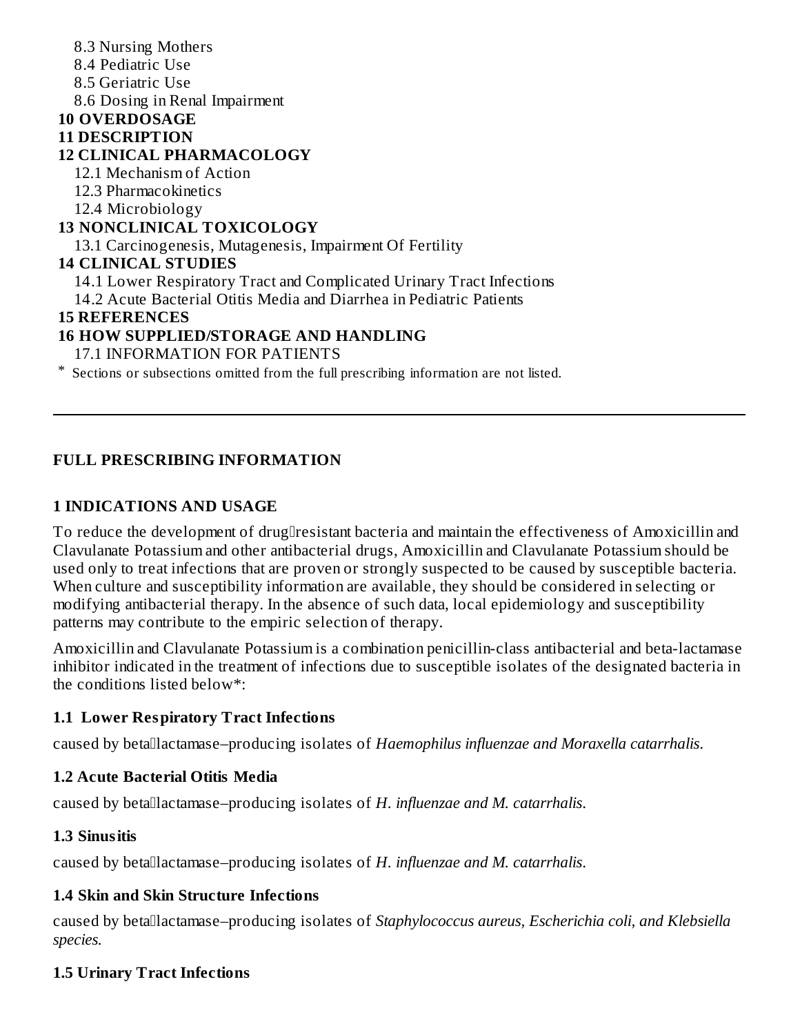8.3 Nursing Mothers
8.4 Pediatric Use
8.5 Geriatric Use
8.6 Dosing in Renal Impairment

**10 OVERDOSAGE**

**11 DESCRIPTION**

**12 CLINICAL PHARMACOLOGY**

12.1 Mechanism of Action
12.3 Pharmacokinetics
12.4 Microbiology

**13 NONCLINICAL TOXICOLOGY**

13.1 Carcinogenesis, Mutagenesis, Impairment Of Fertility

**14 CLINICAL STUDIES**

14.1 Lower Respiratory Tract and Complicated Urinary Tract Infections
14.2 Acute Bacterial Otitis Media and Diarrhea in Pediatric Patients

**15 REFERENCES**

**16 HOW SUPPLIED/STORAGE AND HANDLING**

17.1 INFORMATION FOR PATIENTS

* Sections or subsections omitted from the full prescribing information are not listed.

---

# FULL PRESCRIBING INFORMATION

## 1 INDICATIONS AND USAGE

To reduce the development of drug‑resistant bacteria and maintain the effectiveness of Amoxicillin and Clavulanate Potassium and other antibacterial drugs, Amoxicillin and Clavulanate Potassium should be used only to treat infections that are proven or strongly suspected to be caused by susceptible bacteria. When culture and susceptibility information are available, they should be considered in selecting or modifying antibacterial therapy. In the absence of such data, local epidemiology and susceptibility patterns may contribute to the empiric selection of therapy.

Amoxicillin and Clavulanate Potassium is a combination penicillin-class antibacterial and beta-lactamase inhibitor indicated in the treatment of infections due to susceptible isolates of the designated bacteria in the conditions listed below*:

### 1.1 Lower Respiratory Tract Infections

caused by beta‑lactamase–producing isolates of *Haemophilus influenzae and Moraxella catarrhalis.*

### 1.2 Acute Bacterial Otitis Media

caused by beta‑lactamase–producing isolates of *H. influenzae and M. catarrhalis.*

### 1.3 Sinusitis

caused by beta‑lactamase–producing isolates of *H. influenzae and M. catarrhalis.*

### 1.4 Skin and Skin Structure Infections

caused by beta‑lactamase–producing isolates of *Staphylococcus aureus, Escherichia coli, and Klebsiella species.*

### 1.5 Urinary Tract Infections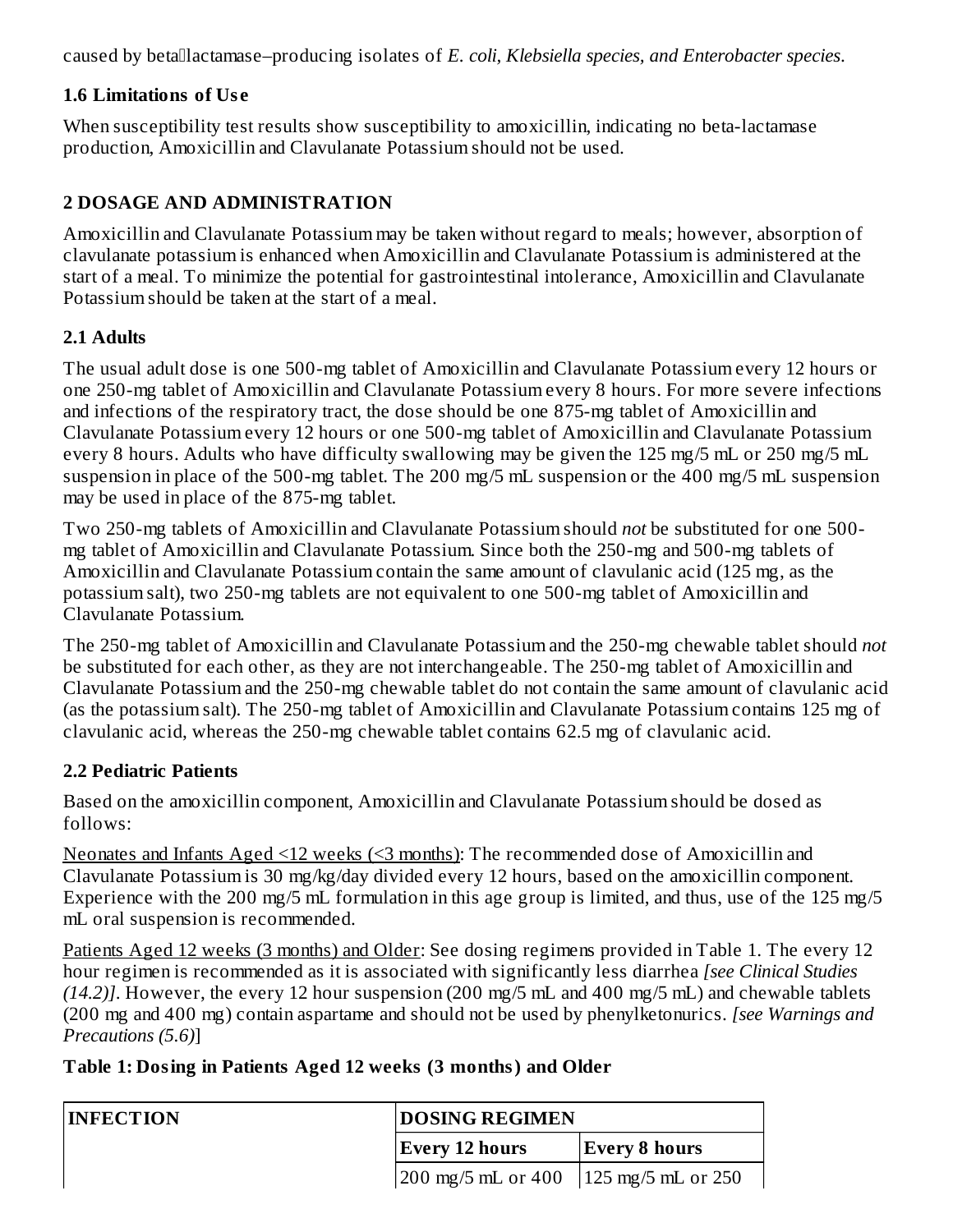caused by beta‑lactamase–producing isolates of *E. coli, Klebsiella species, and Enterobacter species.*

### 1.6 Limitations of Use

When susceptibility test results show susceptibility to amoxicillin, indicating no beta-lactamase production, Amoxicillin and Clavulanate Potassium should not be used.

## 2 DOSAGE AND ADMINISTRATION

Amoxicillin and Clavulanate Potassium may be taken without regard to meals; however, absorption of clavulanate potassium is enhanced when Amoxicillin and Clavulanate Potassium is administered at the start of a meal. To minimize the potential for gastrointestinal intolerance, Amoxicillin and Clavulanate Potassium should be taken at the start of a meal.

### 2.1 Adults

The usual adult dose is one 500-mg tablet of Amoxicillin and Clavulanate Potassium every 12 hours or one 250-mg tablet of Amoxicillin and Clavulanate Potassium every 8 hours. For more severe infections and infections of the respiratory tract, the dose should be one 875-mg tablet of Amoxicillin and Clavulanate Potassium every 12 hours or one 500-mg tablet of Amoxicillin and Clavulanate Potassium every 8 hours. Adults who have difficulty swallowing may be given the 125 mg/5 mL or 250 mg/5 mL suspension in place of the 500-mg tablet. The 200 mg/5 mL suspension or the 400 mg/5 mL suspension may be used in place of the 875-mg tablet.

Two 250-mg tablets of Amoxicillin and Clavulanate Potassium should *not* be substituted for one 500-mg tablet of Amoxicillin and Clavulanate Potassium. Since both the 250-mg and 500-mg tablets of Amoxicillin and Clavulanate Potassium contain the same amount of clavulanic acid (125 mg, as the potassium salt), two 250-mg tablets are not equivalent to one 500-mg tablet of Amoxicillin and Clavulanate Potassium.

The 250-mg tablet of Amoxicillin and Clavulanate Potassium and the 250-mg chewable tablet should *not* be substituted for each other, as they are not interchangeable. The 250-mg tablet of Amoxicillin and Clavulanate Potassium and the 250-mg chewable tablet do not contain the same amount of clavulanic acid (as the potassium salt). The 250-mg tablet of Amoxicillin and Clavulanate Potassium contains 125 mg of clavulanic acid, whereas the 250-mg chewable tablet contains 62.5 mg of clavulanic acid.

### 2.2 Pediatric Patients

Based on the amoxicillin component, Amoxicillin and Clavulanate Potassium should be dosed as follows:

Neonates and Infants Aged <12 weeks (<3 months): The recommended dose of Amoxicillin and Clavulanate Potassium is 30 mg/kg/day divided every 12 hours, based on the amoxicillin component. Experience with the 200 mg/5 mL formulation in this age group is limited, and thus, use of the 125 mg/5 mL oral suspension is recommended.

Patients Aged 12 weeks (3 months) and Older: See dosing regimens provided in Table 1. The every 12 hour regimen is recommended as it is associated with significantly less diarrhea *[see Clinical Studies (14.2)]*. However, the every 12 hour suspension (200 mg/5 mL and 400 mg/5 mL) and chewable tablets (200 mg and 400 mg) contain aspartame and should not be used by phenylketonurics. *[see Warnings and Precautions (5.6)*]

**Table 1: Dosing in Patients Aged 12 weeks (3 months) and Older**

| INFECTION | DOSING REGIMEN | |
|---|---|---|
| | Every 12 hours | Every 8 hours |
| | 200 mg/5 mL or 400 | 125 mg/5 mL or 250 |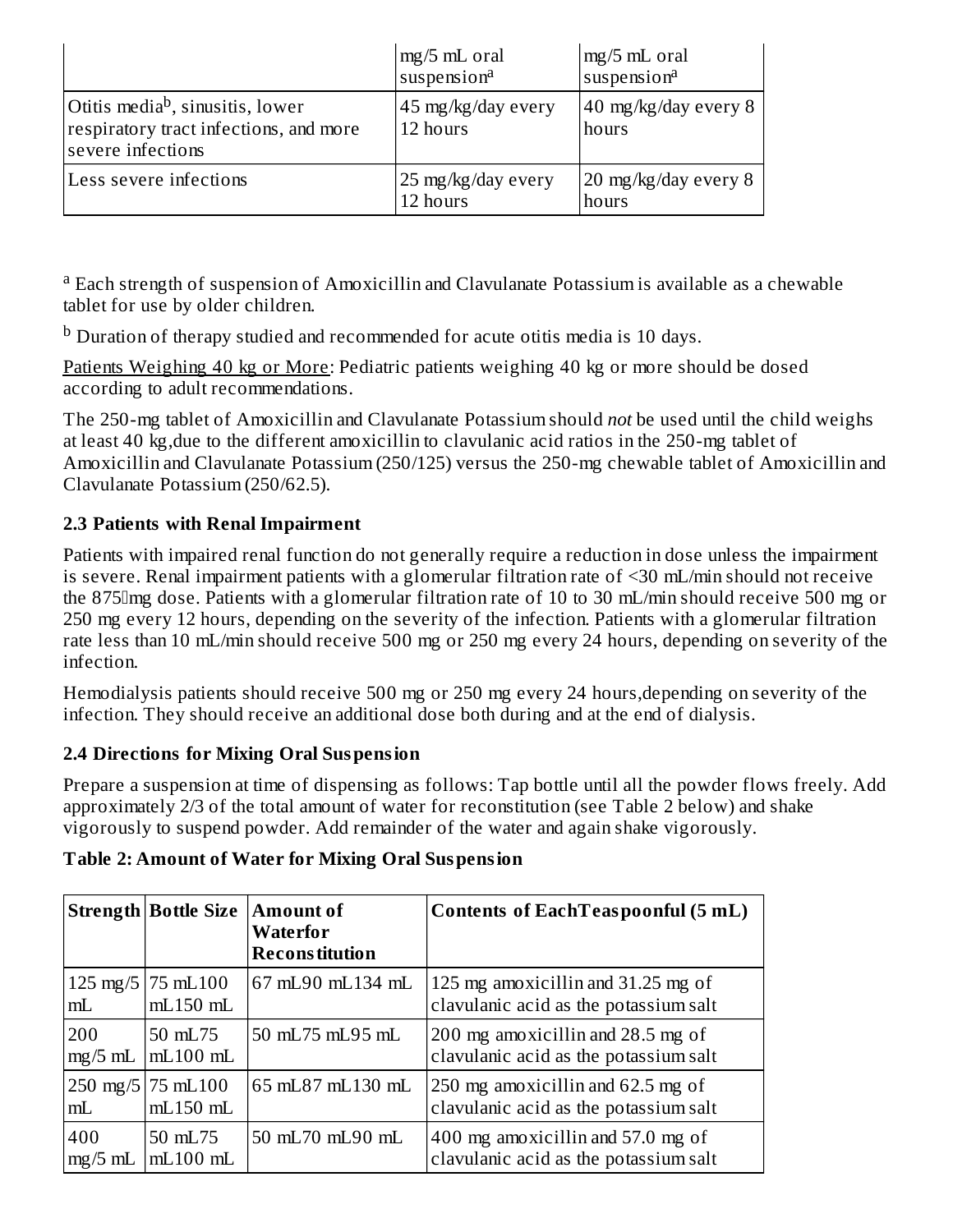| | mg/5 mL oral suspension[a] | mg/5 mL oral suspension[a] |
|---|---|---|
| Otitis media[b], sinusitis, lower respiratory tract infections, and more severe infections | 45 mg/kg/day every 12 hours | 40 mg/kg/day every 8 hours |
| Less severe infections | 25 mg/kg/day every 12 hours | 20 mg/kg/day every 8 hours |

[a] Each strength of suspension of Amoxicillin and Clavulanate Potassium is available as a chewable tablet for use by older children.

[b] Duration of therapy studied and recommended for acute otitis media is 10 days.

Patients Weighing 40 kg or More: Pediatric patients weighing 40 kg or more should be dosed according to adult recommendations.

The 250-mg tablet of Amoxicillin and Clavulanate Potassium should *not* be used until the child weighs at least 40 kg,due to the different amoxicillin to clavulanic acid ratios in the 250-mg tablet of Amoxicillin and Clavulanate Potassium (250/125) versus the 250-mg chewable tablet of Amoxicillin and Clavulanate Potassium (250/62.5).

### 2.3 Patients with Renal Impairment

Patients with impaired renal function do not generally require a reduction in dose unless the impairment is severe. Renal impairment patients with a glomerular filtration rate of <30 mL/min should not receive the 875mg dose. Patients with a glomerular filtration rate of 10 to 30 mL/min should receive 500 mg or 250 mg every 12 hours, depending on the severity of the infection. Patients with a glomerular filtration rate less than 10 mL/min should receive 500 mg or 250 mg every 24 hours, depending on severity of the infection.

Hemodialysis patients should receive 500 mg or 250 mg every 24 hours,depending on severity of the infection. They should receive an additional dose both during and at the end of dialysis.

### 2.4 Directions for Mixing Oral Suspension

Prepare a suspension at time of dispensing as follows: Tap bottle until all the powder flows freely. Add approximately 2/3 of the total amount of water for reconstitution (see Table 2 below) and shake vigorously to suspend powder. Add remainder of the water and again shake vigorously.

**Table 2: Amount of Water for Mixing Oral Suspension**

| Strength | Bottle Size | Amount of Waterfor Reconstitution | Contents of EachTeaspoonful (5 mL) |
|---|---|---|---|
| 125 mg/5 mL | 75 mL100 mL150 mL | 67 mL90 mL134 mL | 125 mg amoxicillin and 31.25 mg of clavulanic acid as the potassium salt |
| 200 mg/5 mL | 50 mL75 mL100 mL | 50 mL75 mL95 mL | 200 mg amoxicillin and 28.5 mg of clavulanic acid as the potassium salt |
| 250 mg/5 mL | 75 mL100 mL150 mL | 65 mL87 mL130 mL | 250 mg amoxicillin and 62.5 mg of clavulanic acid as the potassium salt |
| 400 mg/5 mL | 50 mL75 mL100 mL | 50 mL70 mL90 mL | 400 mg amoxicillin and 57.0 mg of clavulanic acid as the potassium salt |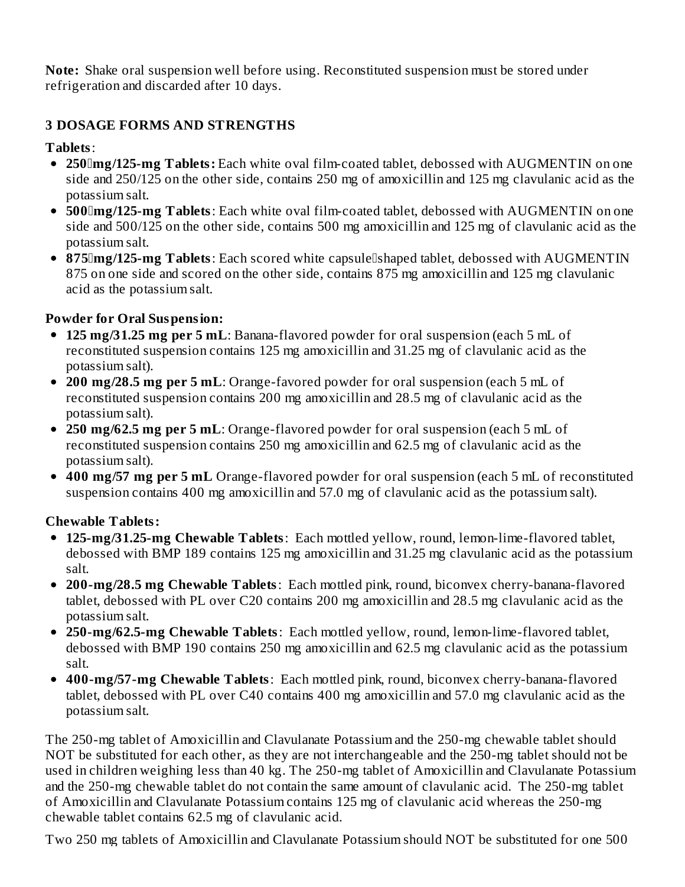**Note:** Shake oral suspension well before using. Reconstituted suspension must be stored under refrigeration and discarded after 10 days.

## 3 DOSAGE FORMS AND STRENGTHS

**Tablets**:

- **250 mg/125-mg Tablets:** Each white oval film-coated tablet, debossed with AUGMENTIN on one side and 250/125 on the other side, contains 250 mg of amoxicillin and 125 mg clavulanic acid as the potassium salt.
- **500 mg/125-mg Tablets**: Each white oval film-coated tablet, debossed with AUGMENTIN on one side and 500/125 on the other side, contains 500 mg amoxicillin and 125 mg of clavulanic acid as the potassium salt.
- **875 mg/125-mg Tablets**: Each scored white capsule shaped tablet, debossed with AUGMENTIN 875 on one side and scored on the other side, contains 875 mg amoxicillin and 125 mg clavulanic acid as the potassium salt.

**Powder for Oral Suspension:**

- **125 mg/31.25 mg per 5 mL**: Banana-flavored powder for oral suspension (each 5 mL of reconstituted suspension contains 125 mg amoxicillin and 31.25 mg of clavulanic acid as the potassium salt).
- **200 mg/28.5 mg per 5 mL**: Orange-favored powder for oral suspension (each 5 mL of reconstituted suspension contains 200 mg amoxicillin and 28.5 mg of clavulanic acid as the potassium salt).
- **250 mg/62.5 mg per 5 mL**: Orange-flavored powder for oral suspension (each 5 mL of reconstituted suspension contains 250 mg amoxicillin and 62.5 mg of clavulanic acid as the potassium salt).
- **400 mg/57 mg per 5 mL** Orange-flavored powder for oral suspension (each 5 mL of reconstituted suspension contains 400 mg amoxicillin and 57.0 mg of clavulanic acid as the potassium salt).

**Chewable Tablets:**

- **125-mg/31.25-mg Chewable Tablets**: Each mottled yellow, round, lemon-lime-flavored tablet, debossed with BMP 189 contains 125 mg amoxicillin and 31.25 mg clavulanic acid as the potassium salt.
- **200-mg/28.5 mg Chewable Tablets**: Each mottled pink, round, biconvex cherry-banana-flavored tablet, debossed with PL over C20 contains 200 mg amoxicillin and 28.5 mg clavulanic acid as the potassium salt.
- **250-mg/62.5-mg Chewable Tablets**: Each mottled yellow, round, lemon-lime-flavored tablet, debossed with BMP 190 contains 250 mg amoxicillin and 62.5 mg clavulanic acid as the potassium salt.
- **400-mg/57-mg Chewable Tablets**: Each mottled pink, round, biconvex cherry-banana-flavored tablet, debossed with PL over C40 contains 400 mg amoxicillin and 57.0 mg clavulanic acid as the potassium salt.

The 250-mg tablet of Amoxicillin and Clavulanate Potassium and the 250-mg chewable tablet should NOT be substituted for each other, as they are not interchangeable and the 250-mg tablet should not be used in children weighing less than 40 kg. The 250-mg tablet of Amoxicillin and Clavulanate Potassium and the 250-mg chewable tablet do not contain the same amount of clavulanic acid. The 250-mg tablet of Amoxicillin and Clavulanate Potassium contains 125 mg of clavulanic acid whereas the 250-mg chewable tablet contains 62.5 mg of clavulanic acid.

Two 250 mg tablets of Amoxicillin and Clavulanate Potassium should NOT be substituted for one 500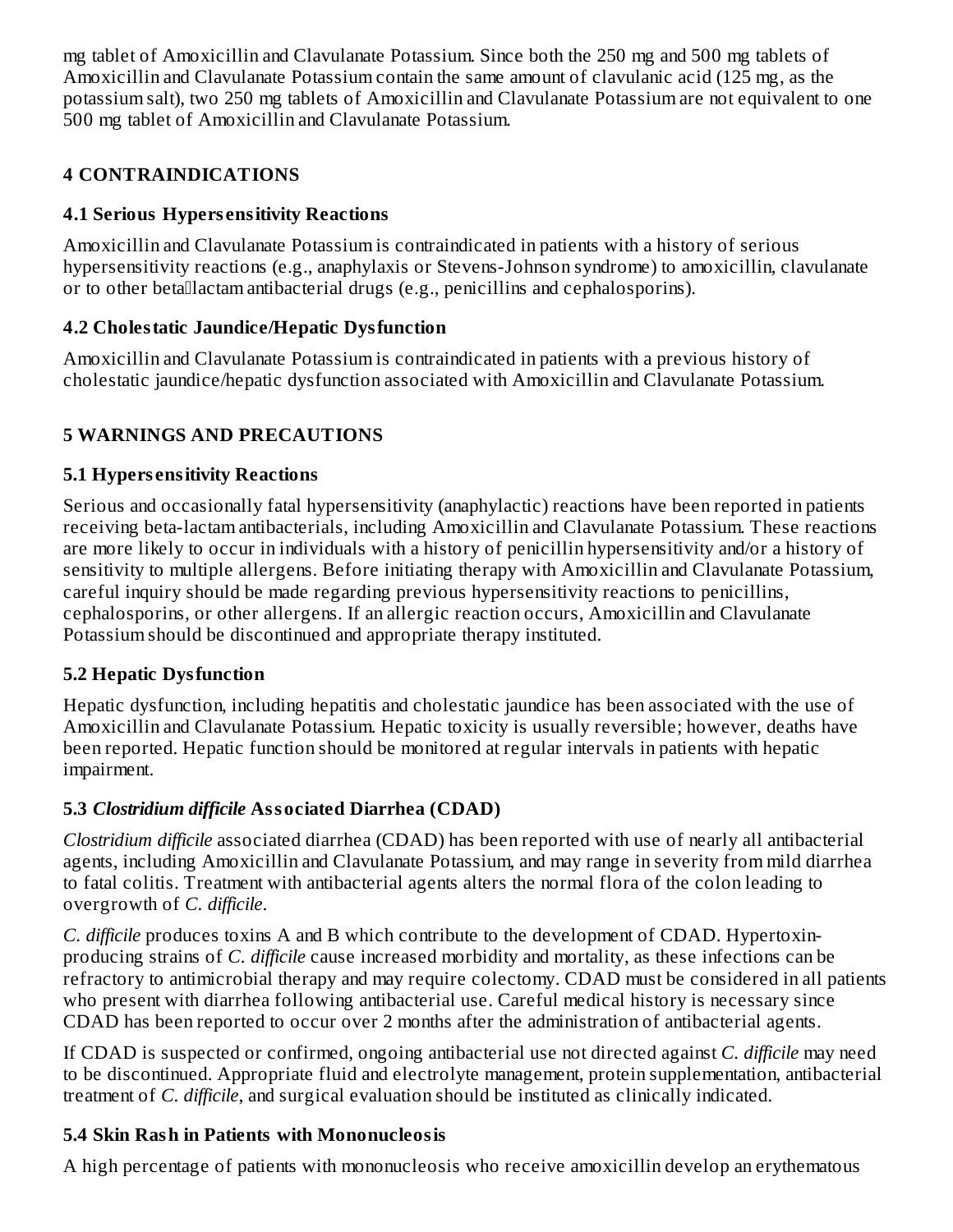mg tablet of Amoxicillin and Clavulanate Potassium. Since both the 250 mg and 500 mg tablets of Amoxicillin and Clavulanate Potassium contain the same amount of clavulanic acid (125 mg, as the potassium salt), two 250 mg tablets of Amoxicillin and Clavulanate Potassium are not equivalent to one 500 mg tablet of Amoxicillin and Clavulanate Potassium.

## 4 CONTRAINDICATIONS

### 4.1 Serious Hypersensitivity Reactions

Amoxicillin and Clavulanate Potassium is contraindicated in patients with a history of serious hypersensitivity reactions (e.g., anaphylaxis or Stevens-Johnson syndrome) to amoxicillin, clavulanate or to other beta‑lactam antibacterial drugs (e.g., penicillins and cephalosporins).

### 4.2 Cholestatic Jaundice/Hepatic Dysfunction

Amoxicillin and Clavulanate Potassium is contraindicated in patients with a previous history of cholestatic jaundice/hepatic dysfunction associated with Amoxicillin and Clavulanate Potassium.

## 5 WARNINGS AND PRECAUTIONS

### 5.1 Hypersensitivity Reactions

Serious and occasionally fatal hypersensitivity (anaphylactic) reactions have been reported in patients receiving beta-lactam antibacterials, including Amoxicillin and Clavulanate Potassium. These reactions are more likely to occur in individuals with a history of penicillin hypersensitivity and/or a history of sensitivity to multiple allergens. Before initiating therapy with Amoxicillin and Clavulanate Potassium, careful inquiry should be made regarding previous hypersensitivity reactions to penicillins, cephalosporins, or other allergens. If an allergic reaction occurs, Amoxicillin and Clavulanate Potassium should be discontinued and appropriate therapy instituted.

### 5.2 Hepatic Dysfunction

Hepatic dysfunction, including hepatitis and cholestatic jaundice has been associated with the use of Amoxicillin and Clavulanate Potassium. Hepatic toxicity is usually reversible; however, deaths have been reported. Hepatic function should be monitored at regular intervals in patients with hepatic impairment.

### 5.3 *Clostridium difficile* Associated Diarrhea (CDAD)

*Clostridium difficile* associated diarrhea (CDAD) has been reported with use of nearly all antibacterial agents, including Amoxicillin and Clavulanate Potassium, and may range in severity from mild diarrhea to fatal colitis. Treatment with antibacterial agents alters the normal flora of the colon leading to overgrowth of *C. difficile*.

*C. difficile* produces toxins A and B which contribute to the development of CDAD. Hypertoxin-producing strains of *C. difficile* cause increased morbidity and mortality, as these infections can be refractory to antimicrobial therapy and may require colectomy. CDAD must be considered in all patients who present with diarrhea following antibacterial use. Careful medical history is necessary since CDAD has been reported to occur over 2 months after the administration of antibacterial agents.

If CDAD is suspected or confirmed, ongoing antibacterial use not directed against *C. difficile* may need to be discontinued. Appropriate fluid and electrolyte management, protein supplementation, antibacterial treatment of *C. difficile*, and surgical evaluation should be instituted as clinically indicated.

### 5.4 Skin Rash in Patients with Mononucleosis

A high percentage of patients with mononucleosis who receive amoxicillin develop an erythematous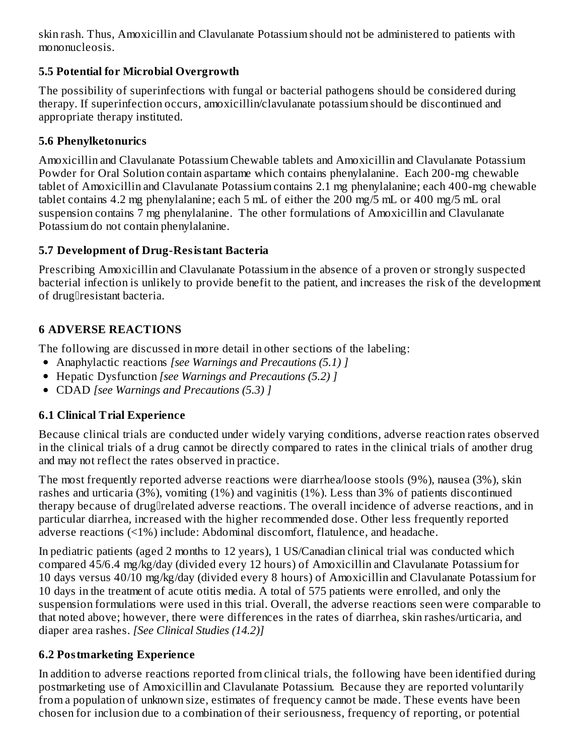skin rash. Thus, Amoxicillin and Clavulanate Potassium should not be administered to patients with mononucleosis.

### 5.5 Potential for Microbial Overgrowth

The possibility of superinfections with fungal or bacterial pathogens should be considered during therapy. If superinfection occurs, amoxicillin/clavulanate potassium should be discontinued and appropriate therapy instituted.

### 5.6 Phenylketonurics

Amoxicillin and Clavulanate Potassium Chewable tablets and Amoxicillin and Clavulanate Potassium Powder for Oral Solution contain aspartame which contains phenylalanine. Each 200-mg chewable tablet of Amoxicillin and Clavulanate Potassium contains 2.1 mg phenylalanine; each 400-mg chewable tablet contains 4.2 mg phenylalanine; each 5 mL of either the 200 mg/5 mL or 400 mg/5 mL oral suspension contains 7 mg phenylalanine. The other formulations of Amoxicillin and Clavulanate Potassium do not contain phenylalanine.

### 5.7 Development of Drug-Resistant Bacteria

Prescribing Amoxicillin and Clavulanate Potassium in the absence of a proven or strongly suspected bacterial infection is unlikely to provide benefit to the patient, and increases the risk of the development of drug‑resistant bacteria.

## 6 ADVERSE REACTIONS

The following are discussed in more detail in other sections of the labeling:

- Anaphylactic reactions *[see Warnings and Precautions (5.1) ]*
- Hepatic Dysfunction *[see Warnings and Precautions (5.2) ]*
- CDAD *[see Warnings and Precautions (5.3) ]*

### 6.1 Clinical Trial Experience

Because clinical trials are conducted under widely varying conditions, adverse reaction rates observed in the clinical trials of a drug cannot be directly compared to rates in the clinical trials of another drug and may not reflect the rates observed in practice.

The most frequently reported adverse reactions were diarrhea/loose stools (9%), nausea (3%), skin rashes and urticaria (3%), vomiting (1%) and vaginitis (1%). Less than 3% of patients discontinued therapy because of drug‑related adverse reactions. The overall incidence of adverse reactions, and in particular diarrhea, increased with the higher recommended dose. Other less frequently reported adverse reactions (<1%) include: Abdominal discomfort, flatulence, and headache.

In pediatric patients (aged 2 months to 12 years), 1 US/Canadian clinical trial was conducted which compared 45/6.4 mg/kg/day (divided every 12 hours) of Amoxicillin and Clavulanate Potassium for 10 days versus 40/10 mg/kg/day (divided every 8 hours) of Amoxicillin and Clavulanate Potassium for 10 days in the treatment of acute otitis media. A total of 575 patients were enrolled, and only the suspension formulations were used in this trial. Overall, the adverse reactions seen were comparable to that noted above; however, there were differences in the rates of diarrhea, skin rashes/urticaria, and diaper area rashes. *[See Clinical Studies (14.2)]*

### 6.2 Postmarketing Experience

In addition to adverse reactions reported from clinical trials, the following have been identified during postmarketing use of Amoxicillin and Clavulanate Potassium. Because they are reported voluntarily from a population of unknown size, estimates of frequency cannot be made. These events have been chosen for inclusion due to a combination of their seriousness, frequency of reporting, or potential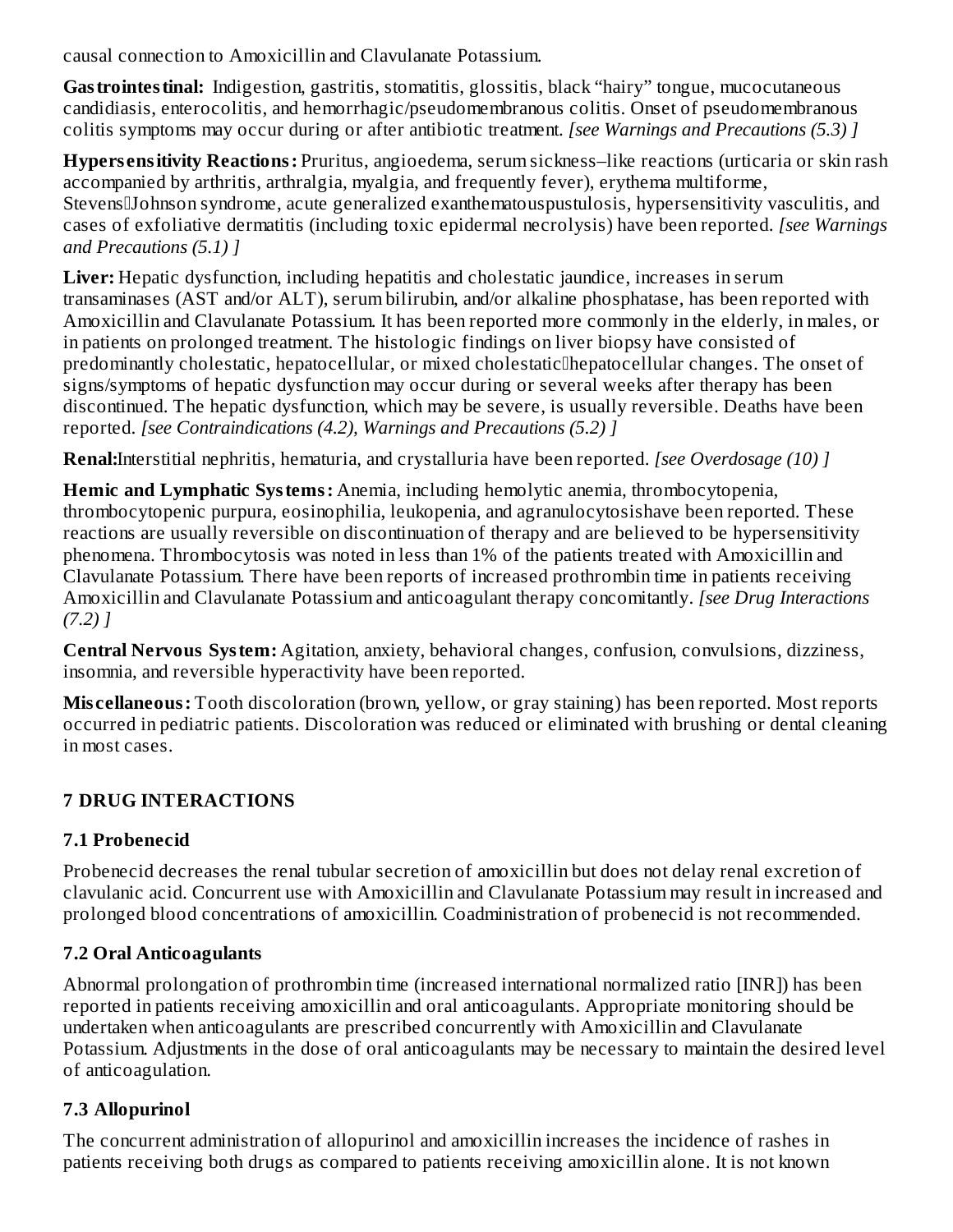causal connection to Amoxicillin and Clavulanate Potassium.

**Gastrointestinal:** Indigestion, gastritis, stomatitis, glossitis, black “hairy” tongue, mucocutaneous candidiasis, enterocolitis, and hemorrhagic/pseudomembranous colitis. Onset of pseudomembranous colitis symptoms may occur during or after antibiotic treatment. *[see Warnings and Precautions (5.3) ]*

**Hypersensitivity Reactions:** Pruritus, angioedema, serum sickness–like reactions (urticaria or skin rash accompanied by arthritis, arthralgia, myalgia, and frequently fever), erythema multiforme, Stevens‑Johnson syndrome, acute generalized exanthematouspustulosis, hypersensitivity vasculitis, and cases of exfoliative dermatitis (including toxic epidermal necrolysis) have been reported. *[see Warnings and Precautions (5.1) ]*

**Liver:** Hepatic dysfunction, including hepatitis and cholestatic jaundice, increases in serum transaminases (AST and/or ALT), serum bilirubin, and/or alkaline phosphatase, has been reported with Amoxicillin and Clavulanate Potassium. It has been reported more commonly in the elderly, in males, or in patients on prolonged treatment. The histologic findings on liver biopsy have consisted of predominantly cholestatic, hepatocellular, or mixed cholestatic‑hepatocellular changes. The onset of signs/symptoms of hepatic dysfunction may occur during or several weeks after therapy has been discontinued. The hepatic dysfunction, which may be severe, is usually reversible. Deaths have been reported. *[see Contraindications (4.2), Warnings and Precautions (5.2) ]*

**Renal:**Interstitial nephritis, hematuria, and crystalluria have been reported. *[see Overdosage (10) ]*

**Hemic and Lymphatic Systems:** Anemia, including hemolytic anemia, thrombocytopenia, thrombocytopenic purpura, eosinophilia, leukopenia, and agranulocytosishave been reported. These reactions are usually reversible on discontinuation of therapy and are believed to be hypersensitivity phenomena. Thrombocytosis was noted in less than 1% of the patients treated with Amoxicillin and Clavulanate Potassium. There have been reports of increased prothrombin time in patients receiving Amoxicillin and Clavulanate Potassium and anticoagulant therapy concomitantly. *[see Drug Interactions (7.2) ]*

**Central Nervous System:** Agitation, anxiety, behavioral changes, confusion, convulsions, dizziness, insomnia, and reversible hyperactivity have been reported.

**Miscellaneous:** Tooth discoloration (brown, yellow, or gray staining) has been reported. Most reports occurred in pediatric patients. Discoloration was reduced or eliminated with brushing or dental cleaning in most cases.

## 7 DRUG INTERACTIONS

### 7.1 Probenecid

Probenecid decreases the renal tubular secretion of amoxicillin but does not delay renal excretion of clavulanic acid. Concurrent use with Amoxicillin and Clavulanate Potassium may result in increased and prolonged blood concentrations of amoxicillin. Coadministration of probenecid is not recommended.

### 7.2 Oral Anticoagulants

Abnormal prolongation of prothrombin time (increased international normalized ratio [INR]) has been reported in patients receiving amoxicillin and oral anticoagulants. Appropriate monitoring should be undertaken when anticoagulants are prescribed concurrently with Amoxicillin and Clavulanate Potassium. Adjustments in the dose of oral anticoagulants may be necessary to maintain the desired level of anticoagulation.

### 7.3 Allopurinol

The concurrent administration of allopurinol and amoxicillin increases the incidence of rashes in patients receiving both drugs as compared to patients receiving amoxicillin alone. It is not known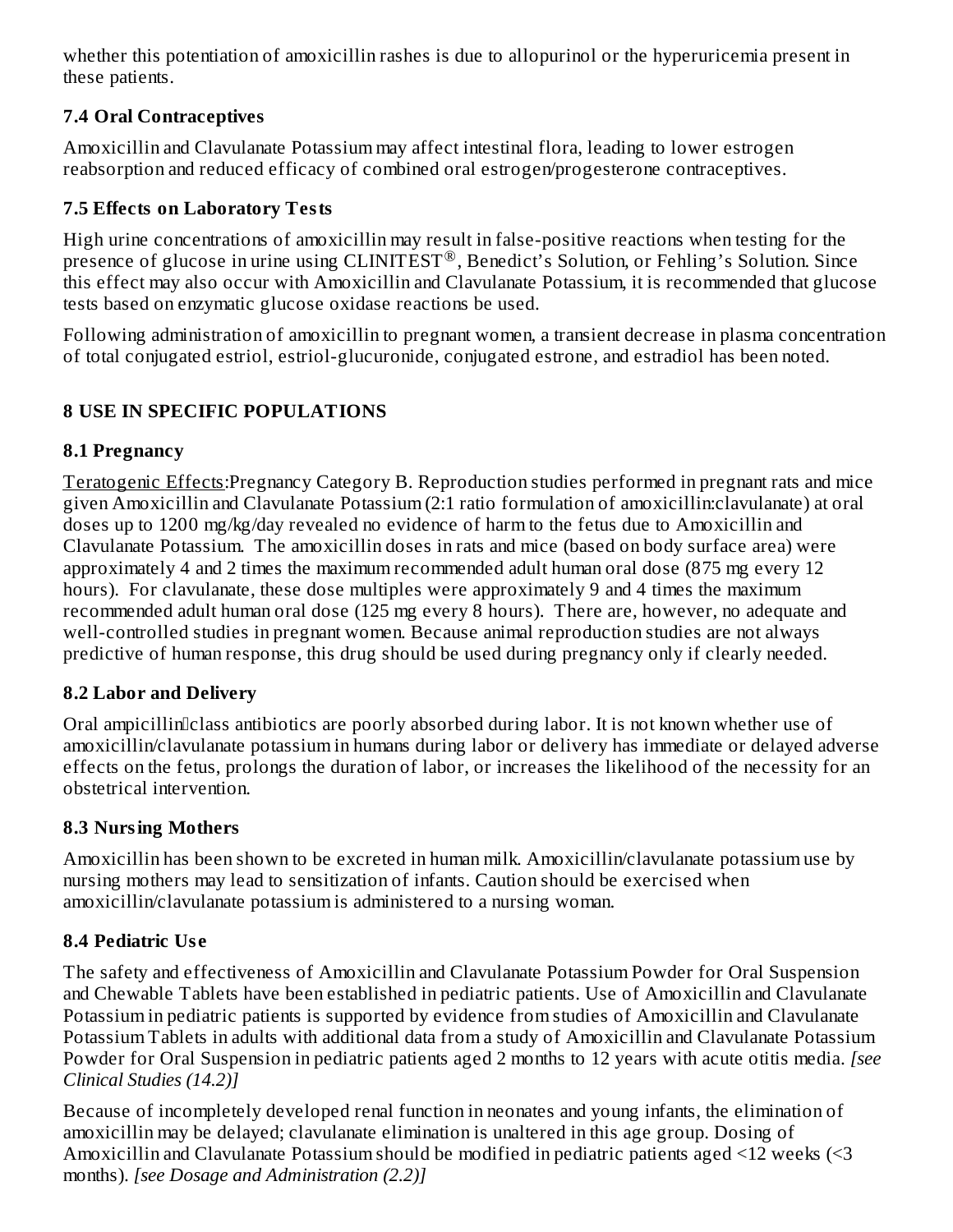whether this potentiation of amoxicillin rashes is due to allopurinol or the hyperuricemia present in these patients.

### 7.4 Oral Contraceptives

Amoxicillin and Clavulanate Potassium may affect intestinal flora, leading to lower estrogen reabsorption and reduced efficacy of combined oral estrogen/progesterone contraceptives.

### 7.5 Effects on Laboratory Tests

High urine concentrations of amoxicillin may result in false-positive reactions when testing for the presence of glucose in urine using CLINITEST®, Benedict's Solution, or Fehling's Solution. Since this effect may also occur with Amoxicillin and Clavulanate Potassium, it is recommended that glucose tests based on enzymatic glucose oxidase reactions be used.

Following administration of amoxicillin to pregnant women, a transient decrease in plasma concentration of total conjugated estriol, estriol-glucuronide, conjugated estrone, and estradiol has been noted.

## 8 USE IN SPECIFIC POPULATIONS

### 8.1 Pregnancy

Teratogenic Effects:Pregnancy Category B. Reproduction studies performed in pregnant rats and mice given Amoxicillin and Clavulanate Potassium (2:1 ratio formulation of amoxicillin:clavulanate) at oral doses up to 1200 mg/kg/day revealed no evidence of harm to the fetus due to Amoxicillin and Clavulanate Potassium. The amoxicillin doses in rats and mice (based on body surface area) were approximately 4 and 2 times the maximum recommended adult human oral dose (875 mg every 12 hours). For clavulanate, these dose multiples were approximately 9 and 4 times the maximum recommended adult human oral dose (125 mg every 8 hours). There are, however, no adequate and well-controlled studies in pregnant women. Because animal reproduction studies are not always predictive of human response, this drug should be used during pregnancy only if clearly needed.

### 8.2 Labor and Delivery

Oral ampicillin‑class antibiotics are poorly absorbed during labor. It is not known whether use of amoxicillin/clavulanate potassium in humans during labor or delivery has immediate or delayed adverse effects on the fetus, prolongs the duration of labor, or increases the likelihood of the necessity for an obstetrical intervention.

### 8.3 Nursing Mothers

Amoxicillin has been shown to be excreted in human milk. Amoxicillin/clavulanate potassium use by nursing mothers may lead to sensitization of infants. Caution should be exercised when amoxicillin/clavulanate potassium is administered to a nursing woman.

### 8.4 Pediatric Use

The safety and effectiveness of Amoxicillin and Clavulanate Potassium Powder for Oral Suspension and Chewable Tablets have been established in pediatric patients. Use of Amoxicillin and Clavulanate Potassium in pediatric patients is supported by evidence from studies of Amoxicillin and Clavulanate Potassium Tablets in adults with additional data from a study of Amoxicillin and Clavulanate Potassium Powder for Oral Suspension in pediatric patients aged 2 months to 12 years with acute otitis media. *[see Clinical Studies (14.2)]*

Because of incompletely developed renal function in neonates and young infants, the elimination of amoxicillin may be delayed; clavulanate elimination is unaltered in this age group. Dosing of Amoxicillin and Clavulanate Potassium should be modified in pediatric patients aged <12 weeks (<3 months). *[see Dosage and Administration (2.2)]*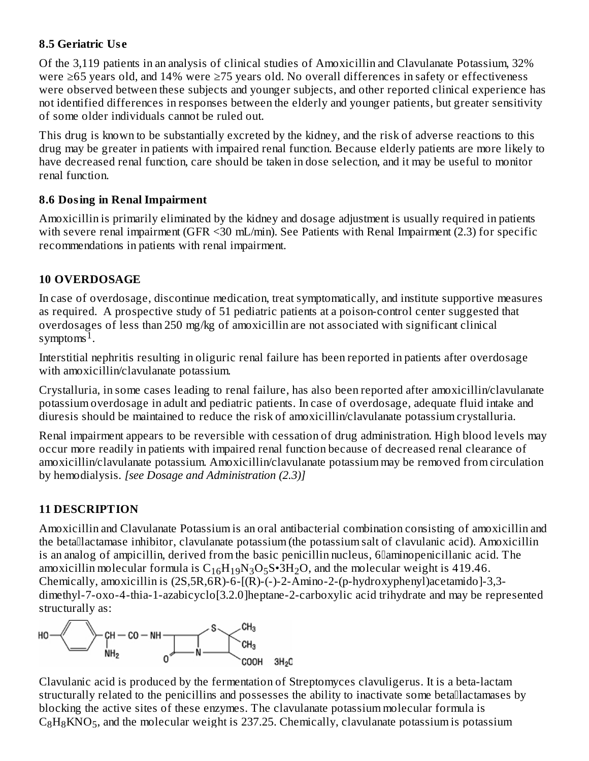### 8.5 Geriatric Use

Of the 3,119 patients in an analysis of clinical studies of Amoxicillin and Clavulanate Potassium, 32% were ≥65 years old, and 14% were ≥75 years old. No overall differences in safety or effectiveness were observed between these subjects and younger subjects, and other reported clinical experience has not identified differences in responses between the elderly and younger patients, but greater sensitivity of some older individuals cannot be ruled out.

This drug is known to be substantially excreted by the kidney, and the risk of adverse reactions to this drug may be greater in patients with impaired renal function. Because elderly patients are more likely to have decreased renal function, care should be taken in dose selection, and it may be useful to monitor renal function.

### 8.6 Dosing in Renal Impairment

Amoxicillin is primarily eliminated by the kidney and dosage adjustment is usually required in patients with severe renal impairment (GFR <30 mL/min). See Patients with Renal Impairment (2.3) for specific recommendations in patients with renal impairment.

## 10 OVERDOSAGE

In case of overdosage, discontinue medication, treat symptomatically, and institute supportive measures as required. A prospective study of 51 pediatric patients at a poison-control center suggested that overdosages of less than 250 mg/kg of amoxicillin are not associated with significant clinical symptoms[1].

Interstitial nephritis resulting in oliguric renal failure has been reported in patients after overdosage with amoxicillin/clavulanate potassium.

Crystalluria, in some cases leading to renal failure, has also been reported after amoxicillin/clavulanate potassium overdosage in adult and pediatric patients. In case of overdosage, adequate fluid intake and diuresis should be maintained to reduce the risk of amoxicillin/clavulanate potassium crystalluria.

Renal impairment appears to be reversible with cessation of drug administration. High blood levels may occur more readily in patients with impaired renal function because of decreased renal clearance of amoxicillin/clavulanate potassium. Amoxicillin/clavulanate potassium may be removed from circulation by hemodialysis. *[see Dosage and Administration (2.3)]*

## 11 DESCRIPTION

Amoxicillin and Clavulanate Potassium is an oral antibacterial combination consisting of amoxicillin and the beta‑lactamase inhibitor, clavulanate potassium (the potassium salt of clavulanic acid). Amoxicillin is an analog of ampicillin, derived from the basic penicillin nucleus, 6‑aminopenicillanic acid. The amoxicillin molecular formula is $C_{16}H_{19}N_3O_5S•3H_2O$, and the molecular weight is 419.46. Chemically, amoxicillin is (2S,5R,6R)-6-[(R)-(-)-2-Amino-2-(p-hydroxyphenyl)acetamido]-3,3-dimethyl-7-oxo-4-thia-1-azabicyclo[3.2.0]heptane-2-carboxylic acid trihydrate and may be represented structurally as:

Clavulanic acid is produced by the fermentation of Streptomyces clavuligerus. It is a beta-lactam structurally related to the penicillins and possesses the ability to inactivate some beta‑lactamases by blocking the active sites of these enzymes. The clavulanate potassium molecular formula is $C_8H_8KNO_5$, and the molecular weight is 237.25. Chemically, clavulanate potassium is potassium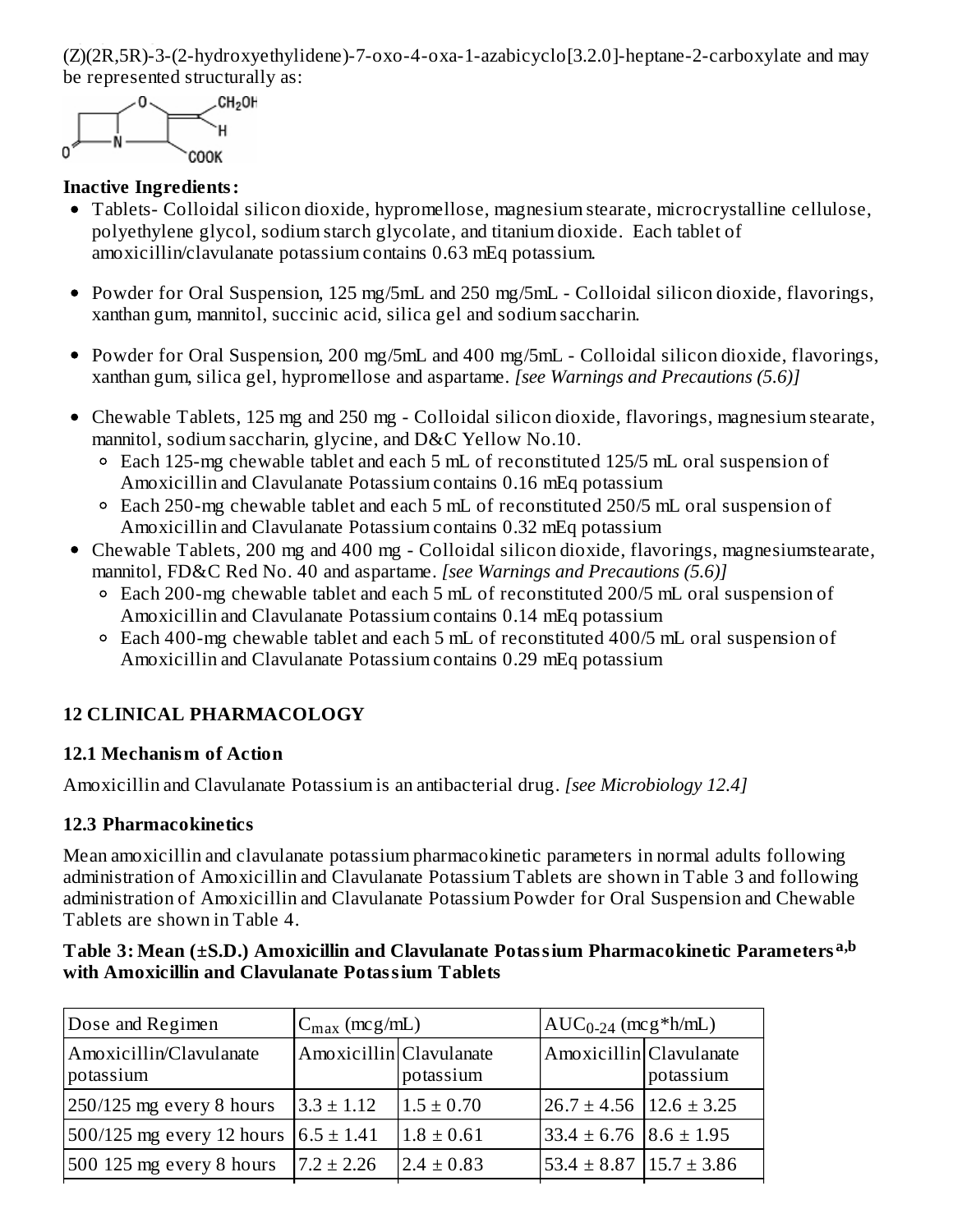(Z)(2R,5R)-3-(2-hydroxyethylidene)-7-oxo-4-oxa-1-azabicyclo[3.2.0]-heptane-2-carboxylate and may be represented structurally as:

**Inactive Ingredients:**

- Tablets- Colloidal silicon dioxide, hypromellose, magnesium stearate, microcrystalline cellulose, polyethylene glycol, sodium starch glycolate, and titanium dioxide. Each tablet of amoxicillin/clavulanate potassium contains 0.63 mEq potassium.
- Powder for Oral Suspension, 125 mg/5mL and 250 mg/5mL - Colloidal silicon dioxide, flavorings, xanthan gum, mannitol, succinic acid, silica gel and sodium saccharin.
- Powder for Oral Suspension, 200 mg/5mL and 400 mg/5mL - Colloidal silicon dioxide, flavorings, xanthan gum, silica gel, hypromellose and aspartame. *[see Warnings and Precautions (5.6)]*
- Chewable Tablets, 125 mg and 250 mg - Colloidal silicon dioxide, flavorings, magnesium stearate, mannitol, sodium saccharin, glycine, and D&C Yellow No.10.
  - Each 125-mg chewable tablet and each 5 mL of reconstituted 125/5 mL oral suspension of Amoxicillin and Clavulanate Potassium contains 0.16 mEq potassium
  - Each 250-mg chewable tablet and each 5 mL of reconstituted 250/5 mL oral suspension of Amoxicillin and Clavulanate Potassium contains 0.32 mEq potassium
- Chewable Tablets, 200 mg and 400 mg - Colloidal silicon dioxide, flavorings, magnesiumstearate, mannitol, FD&C Red No. 40 and aspartame. *[see Warnings and Precautions (5.6)]*
  - Each 200-mg chewable tablet and each 5 mL of reconstituted 200/5 mL oral suspension of Amoxicillin and Clavulanate Potassium contains 0.14 mEq potassium
  - Each 400-mg chewable tablet and each 5 mL of reconstituted 400/5 mL oral suspension of Amoxicillin and Clavulanate Potassium contains 0.29 mEq potassium

## 12 CLINICAL PHARMACOLOGY

### 12.1 Mechanism of Action

Amoxicillin and Clavulanate Potassium is an antibacterial drug. *[see Microbiology 12.4]*

### 12.3 Pharmacokinetics

Mean amoxicillin and clavulanate potassium pharmacokinetic parameters in normal adults following administration of Amoxicillin and Clavulanate Potassium Tablets are shown in Table 3 and following administration of Amoxicillin and Clavulanate Potassium Powder for Oral Suspension and Chewable Tablets are shown in Table 4.

**Table 3: Mean (±S.D.) Amoxicillin and Clavulanate Potassium Pharmacokinetic Parameters[a,b] with Amoxicillin and Clavulanate Potassium Tablets**

| Dose and Regimen | $C_{max}$ (mcg/mL) | | $AUC_{0-24}$ (mcg*h/mL) | |
|---|---|---|---|---|
| Amoxicillin/Clavulanate potassium | Amoxicillin | Clavulanate potassium | Amoxicillin | Clavulanate potassium |
| 250/125 mg every 8 hours | 3.3 ± 1.12 | 1.5 ± 0.70 | 26.7 ± 4.56 | 12.6 ± 3.25 |
| 500/125 mg every 12 hours | 6.5 ± 1.41 | 1.8 ± 0.61 | 33.4 ± 6.76 | 8.6 ± 1.95 |
| 500 125 mg every 8 hours | 7.2 ± 2.26 | 2.4 ± 0.83 | 53.4 ± 8.87 | 15.7 ± 3.86 |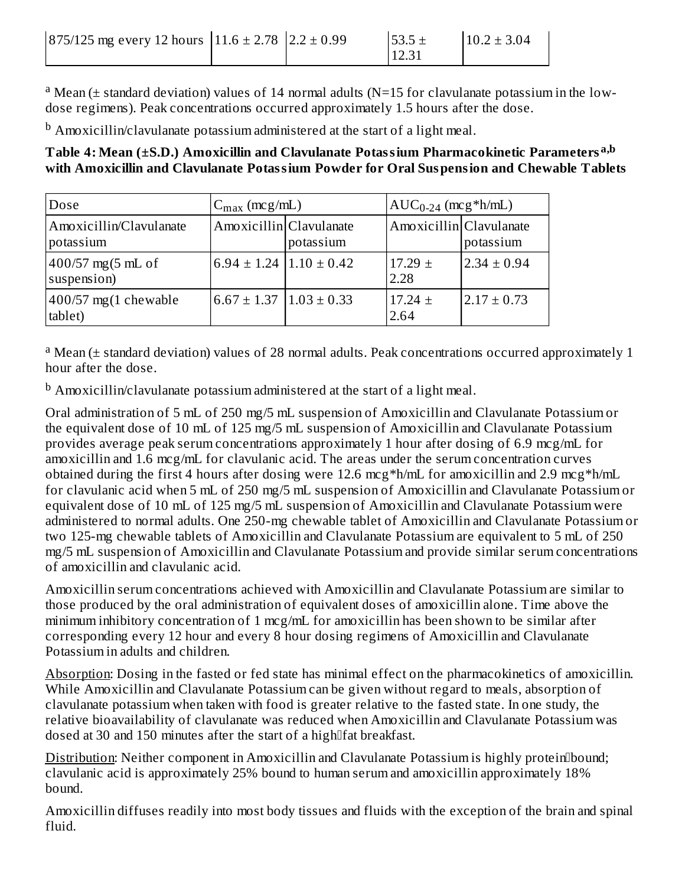| 875/125 mg every 12 hours | 11.6 ± 2.78 | 2.2 ± 0.99 | 53.5 ± 12.31 | 10.2 ± 3.04 |
|---|---|---|---|---|

[a] Mean (± standard deviation) values of 14 normal adults (N=15 for clavulanate potassium in the low-dose regimens). Peak concentrations occurred approximately 1.5 hours after the dose.

[b] Amoxicillin/clavulanate potassium administered at the start of a light meal.

**Table 4: Mean (±S.D.) Amoxicillin and Clavulanate Potassium Pharmacokinetic Parameters [a,b] with Amoxicillin and Clavulanate Potassium Powder for Oral Suspension and Chewable Tablets**

| Dose | $C_{max}$ (mcg/mL) | | $AUC_{0-24}$ (mcg*h/mL) | |
|---|---|---|---|---|
| Amoxicillin/Clavulanate potassium | Amoxicillin | Clavulanate potassium | Amoxicillin | Clavulanate potassium |
| 400/57 mg(5 mL of suspension) | 6.94 ± 1.24 | 1.10 ± 0.42 | 17.29 ± 2.28 | 2.34 ± 0.94 |
| 400/57 mg(1 chewable tablet) | 6.67 ± 1.37 | 1.03 ± 0.33 | 17.24 ± 2.64 | 2.17 ± 0.73 |

[a] Mean (± standard deviation) values of 28 normal adults. Peak concentrations occurred approximately 1 hour after the dose.

[b] Amoxicillin/clavulanate potassium administered at the start of a light meal.

Oral administration of 5 mL of 250 mg/5 mL suspension of Amoxicillin and Clavulanate Potassium or the equivalent dose of 10 mL of 125 mg/5 mL suspension of Amoxicillin and Clavulanate Potassium provides average peak serum concentrations approximately 1 hour after dosing of 6.9 mcg/mL for amoxicillin and 1.6 mcg/mL for clavulanic acid. The areas under the serum concentration curves obtained during the first 4 hours after dosing were 12.6 mcg*h/mL for amoxicillin and 2.9 mcg*h/mL for clavulanic acid when 5 mL of 250 mg/5 mL suspension of Amoxicillin and Clavulanate Potassium or equivalent dose of 10 mL of 125 mg/5 mL suspension of Amoxicillin and Clavulanate Potassium were administered to normal adults. One 250-mg chewable tablet of Amoxicillin and Clavulanate Potassium or two 125-mg chewable tablets of Amoxicillin and Clavulanate Potassium are equivalent to 5 mL of 250 mg/5 mL suspension of Amoxicillin and Clavulanate Potassium and provide similar serum concentrations of amoxicillin and clavulanic acid.

Amoxicillin serum concentrations achieved with Amoxicillin and Clavulanate Potassium are similar to those produced by the oral administration of equivalent doses of amoxicillin alone. Time above the minimum inhibitory concentration of 1 mcg/mL for amoxicillin has been shown to be similar after corresponding every 12 hour and every 8 hour dosing regimens of Amoxicillin and Clavulanate Potassium in adults and children.

Absorption: Dosing in the fasted or fed state has minimal effect on the pharmacokinetics of amoxicillin. While Amoxicillin and Clavulanate Potassium can be given without regard to meals, absorption of clavulanate potassium when taken with food is greater relative to the fasted state. In one study, the relative bioavailability of clavulanate was reduced when Amoxicillin and Clavulanate Potassium was dosed at 30 and 150 minutes after the start of a high-fat breakfast.

Distribution: Neither component in Amoxicillin and Clavulanate Potassium is highly protein-bound; clavulanic acid is approximately 25% bound to human serum and amoxicillin approximately 18% bound.

Amoxicillin diffuses readily into most body tissues and fluids with the exception of the brain and spinal fluid.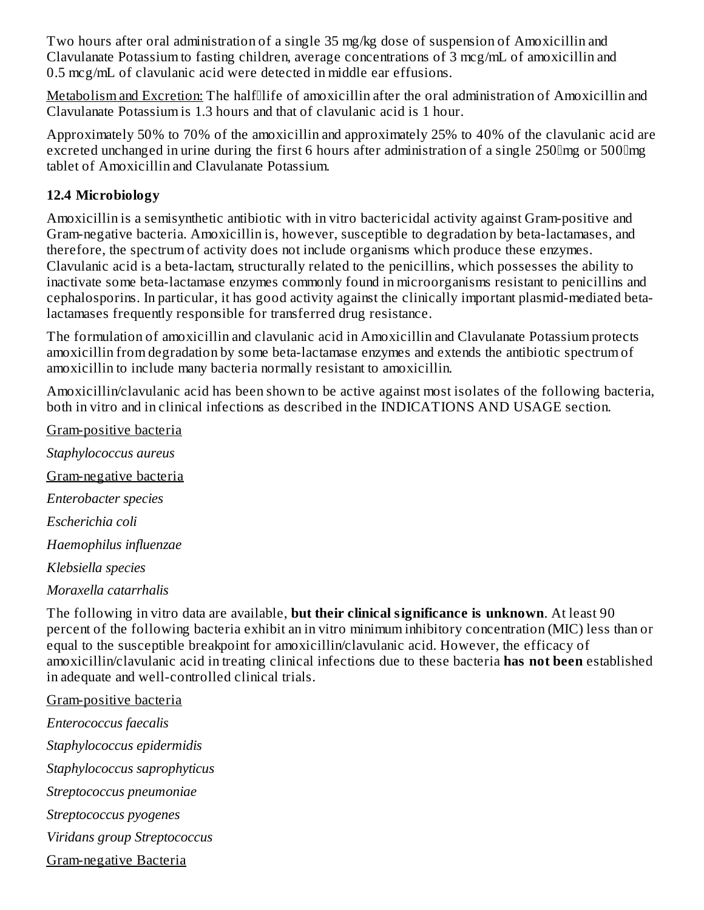Two hours after oral administration of a single 35 mg/kg dose of suspension of Amoxicillin and Clavulanate Potassium to fasting children, average concentrations of 3 mcg/mL of amoxicillin and 0.5 mcg/mL of clavulanic acid were detected in middle ear effusions.

Metabolism and Excretion: The half‑life of amoxicillin after the oral administration of Amoxicillin and Clavulanate Potassium is 1.3 hours and that of clavulanic acid is 1 hour.

Approximately 50% to 70% of the amoxicillin and approximately 25% to 40% of the clavulanic acid are excreted unchanged in urine during the first 6 hours after administration of a single 250‑mg or 500‑mg tablet of Amoxicillin and Clavulanate Potassium.

### 12.4 Microbiology

Amoxicillin is a semisynthetic antibiotic with in vitro bactericidal activity against Gram-positive and Gram-negative bacteria. Amoxicillin is, however, susceptible to degradation by beta-lactamases, and therefore, the spectrum of activity does not include organisms which produce these enzymes. Clavulanic acid is a beta-lactam, structurally related to the penicillins, which possesses the ability to inactivate some beta-lactamase enzymes commonly found in microorganisms resistant to penicillins and cephalosporins. In particular, it has good activity against the clinically important plasmid-mediated beta-lactamases frequently responsible for transferred drug resistance.

The formulation of amoxicillin and clavulanic acid in Amoxicillin and Clavulanate Potassium protects amoxicillin from degradation by some beta-lactamase enzymes and extends the antibiotic spectrum of amoxicillin to include many bacteria normally resistant to amoxicillin.

Amoxicillin/clavulanic acid has been shown to be active against most isolates of the following bacteria, both in vitro and in clinical infections as described in the INDICATIONS AND USAGE section.

Gram-positive bacteria

*Staphylococcus aureus*

Gram-negative bacteria

*Enterobacter species*

*Escherichia coli*

*Haemophilus influenzae*

*Klebsiella species*

*Moraxella catarrhalis*

The following in vitro data are available, **but their clinical significance is unknown**. At least 90 percent of the following bacteria exhibit an in vitro minimum inhibitory concentration (MIC) less than or equal to the susceptible breakpoint for amoxicillin/clavulanic acid. However, the efficacy of amoxicillin/clavulanic acid in treating clinical infections due to these bacteria **has not been** established in adequate and well-controlled clinical trials.

Gram-positive bacteria

*Enterococcus faecalis*

*Staphylococcus epidermidis*

*Staphylococcus saprophyticus*

*Streptococcus pneumoniae*

*Streptococcus pyogenes*

*Viridans group Streptococcus*

Gram-negative Bacteria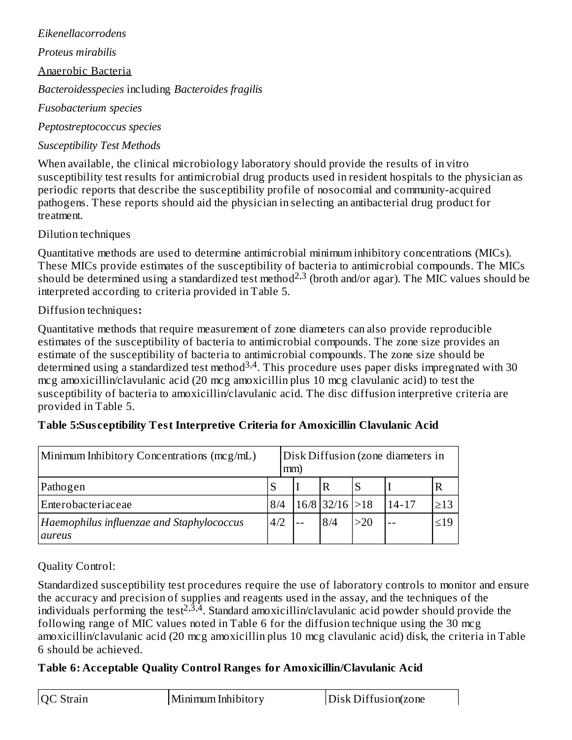*Eikenellacorrodens*

*Proteus mirabilis*

Anaerobic Bacteria

*Bacteroidesspecies* including *Bacteroides fragilis*

*Fusobacterium species*

*Peptostreptococcus species*

*Susceptibility Test Methods*

When available, the clinical microbiology laboratory should provide the results of in vitro susceptibility test results for antimicrobial drug products used in resident hospitals to the physician as periodic reports that describe the susceptibility profile of nosocomial and community-acquired pathogens. These reports should aid the physician in selecting an antibacterial drug product for treatment.

Dilution techniques

Quantitative methods are used to determine antimicrobial minimum inhibitory concentrations (MICs). These MICs provide estimates of the susceptibility of bacteria to antimicrobial compounds. The MICs should be determined using a standardized test method[2,3] (broth and/or agar). The MIC values should be interpreted according to criteria provided in Table 5.

Diffusion techniques**:**

Quantitative methods that require measurement of zone diameters can also provide reproducible estimates of the susceptibility of bacteria to antimicrobial compounds. The zone size provides an estimate of the susceptibility of bacteria to antimicrobial compounds. The zone size should be determined using a standardized test method[3,4]. This procedure uses paper disks impregnated with 30 mcg amoxicillin/clavulanic acid (20 mcg amoxicillin plus 10 mcg clavulanic acid) to test the susceptibility of bacteria to amoxicillin/clavulanic acid. The disc diffusion interpretive criteria are provided in Table 5.

**Table 5:Susceptibility Test Interpretive Criteria for Amoxicillin Clavulanic Acid**

| Minimum Inhibitory Concentrations (mcg/mL) | | | | Disk Diffusion (zone diameters in mm) | | |
|---|---|---|---|---|---|---|
| Pathogen | S | I | R | S | I | R |
| Enterobacteriaceae | 8/4 | 16/8 | 32/16 | >18 | 14-17 | ≥13 |
| *Haemophilus influenzae and Staphylococcus aureus* | 4/2 | -- | 8/4 | >20 | -- | ≤19 |

Quality Control:

Standardized susceptibility test procedures require the use of laboratory controls to monitor and ensure the accuracy and precision of supplies and reagents used in the assay, and the techniques of the individuals performing the test[2,3,4]. Standard amoxicillin/clavulanic acid powder should provide the following range of MIC values noted in Table 6 for the diffusion technique using the 30 mcg amoxicillin/clavulanic acid (20 mcg amoxicillin plus 10 mcg clavulanic acid) disk, the criteria in Table 6 should be achieved.

**Table 6: Acceptable Quality Control Ranges for Amoxicillin/Clavulanic Acid**

| QC Strain | Minimum Inhibitory | Disk Diffusion(zone |
|---|---|---|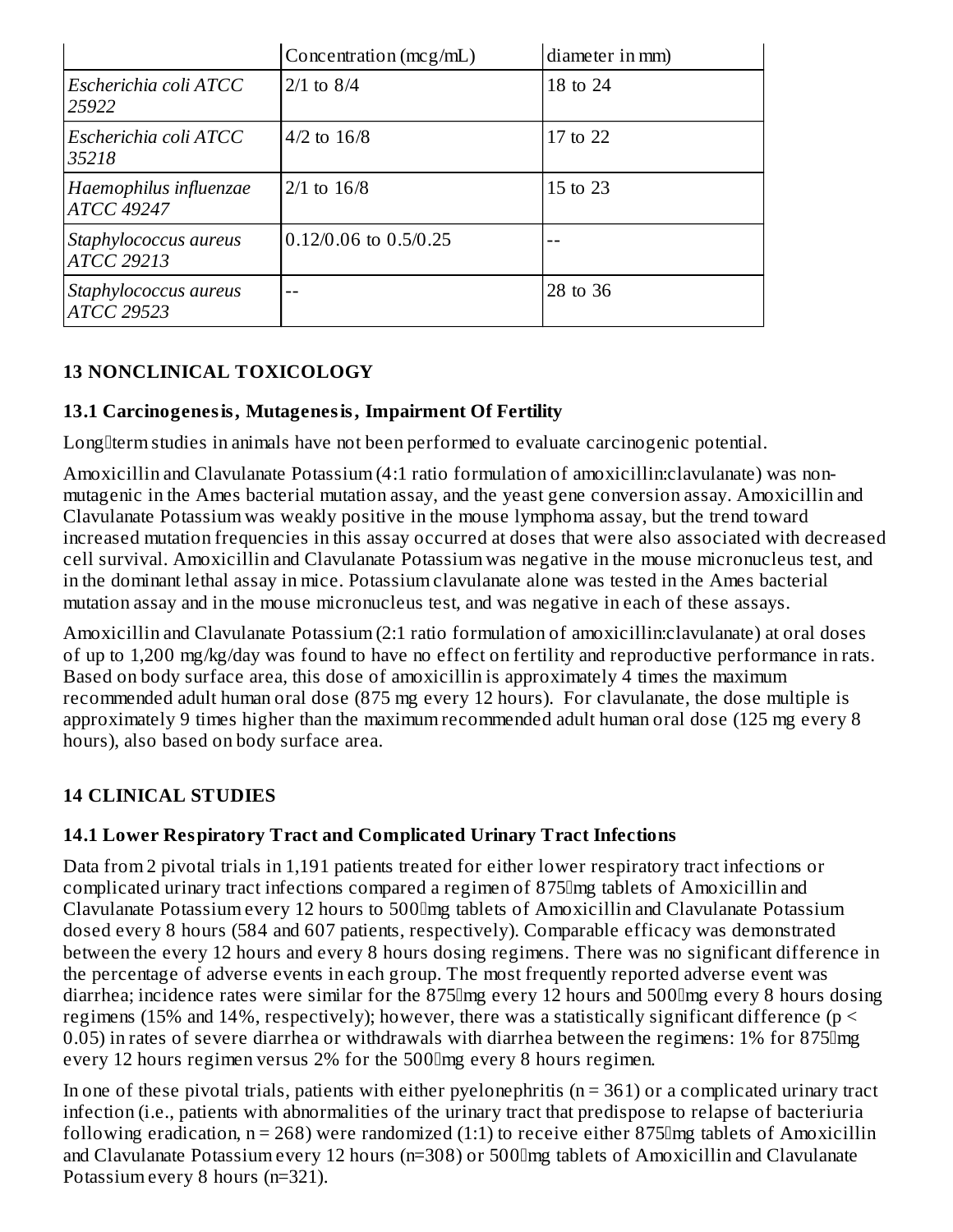| | Concentration (mcg/mL) | diameter in mm) |
|---|---|---|
| *Escherichia coli ATCC 25922* | 2/1 to 8/4 | 18 to 24 |
| *Escherichia coli ATCC 35218* | 4/2 to 16/8 | 17 to 22 |
| *Haemophilus influenzae ATCC 49247* | 2/1 to 16/8 | 15 to 23 |
| *Staphylococcus aureus ATCC 29213* | 0.12/0.06 to 0.5/0.25 | -- |
| *Staphylococcus aureus ATCC 29523* | -- | 28 to 36 |

## 13 NONCLINICAL TOXICOLOGY

### 13.1 Carcinogenesis, Mutagenesis, Impairment Of Fertility

Long‑term studies in animals have not been performed to evaluate carcinogenic potential.

Amoxicillin and Clavulanate Potassium (4:1 ratio formulation of amoxicillin:clavulanate) was non-mutagenic in the Ames bacterial mutation assay, and the yeast gene conversion assay. Amoxicillin and Clavulanate Potassium was weakly positive in the mouse lymphoma assay, but the trend toward increased mutation frequencies in this assay occurred at doses that were also associated with decreased cell survival. Amoxicillin and Clavulanate Potassium was negative in the mouse micronucleus test, and in the dominant lethal assay in mice. Potassium clavulanate alone was tested in the Ames bacterial mutation assay and in the mouse micronucleus test, and was negative in each of these assays.

Amoxicillin and Clavulanate Potassium (2:1 ratio formulation of amoxicillin:clavulanate) at oral doses of up to 1,200 mg/kg/day was found to have no effect on fertility and reproductive performance in rats. Based on body surface area, this dose of amoxicillin is approximately 4 times the maximum recommended adult human oral dose (875 mg every 12 hours). For clavulanate, the dose multiple is approximately 9 times higher than the maximum recommended adult human oral dose (125 mg every 8 hours), also based on body surface area.

## 14 CLINICAL STUDIES

### 14.1 Lower Respiratory Tract and Complicated Urinary Tract Infections

Data from 2 pivotal trials in 1,191 patients treated for either lower respiratory tract infections or complicated urinary tract infections compared a regimen of 875‑mg tablets of Amoxicillin and Clavulanate Potassium every 12 hours to 500‑mg tablets of Amoxicillin and Clavulanate Potassium dosed every 8 hours (584 and 607 patients, respectively). Comparable efficacy was demonstrated between the every 12 hours and every 8 hours dosing regimens. There was no significant difference in the percentage of adverse events in each group. The most frequently reported adverse event was diarrhea; incidence rates were similar for the 875‑mg every 12 hours and 500‑mg every 8 hours dosing regimens (15% and 14%, respectively); however, there was a statistically significant difference ($p < 0.05$) in rates of severe diarrhea or withdrawals with diarrhea between the regimens: 1% for 875‑mg every 12 hours regimen versus 2% for the 500‑mg every 8 hours regimen.

In one of these pivotal trials, patients with either pyelonephritis (n = 361) or a complicated urinary tract infection (i.e., patients with abnormalities of the urinary tract that predispose to relapse of bacteriuria following eradication, n = 268) were randomized (1:1) to receive either 875‑mg tablets of Amoxicillin and Clavulanate Potassium every 12 hours (n=308) or 500‑mg tablets of Amoxicillin and Clavulanate Potassium every 8 hours (n=321).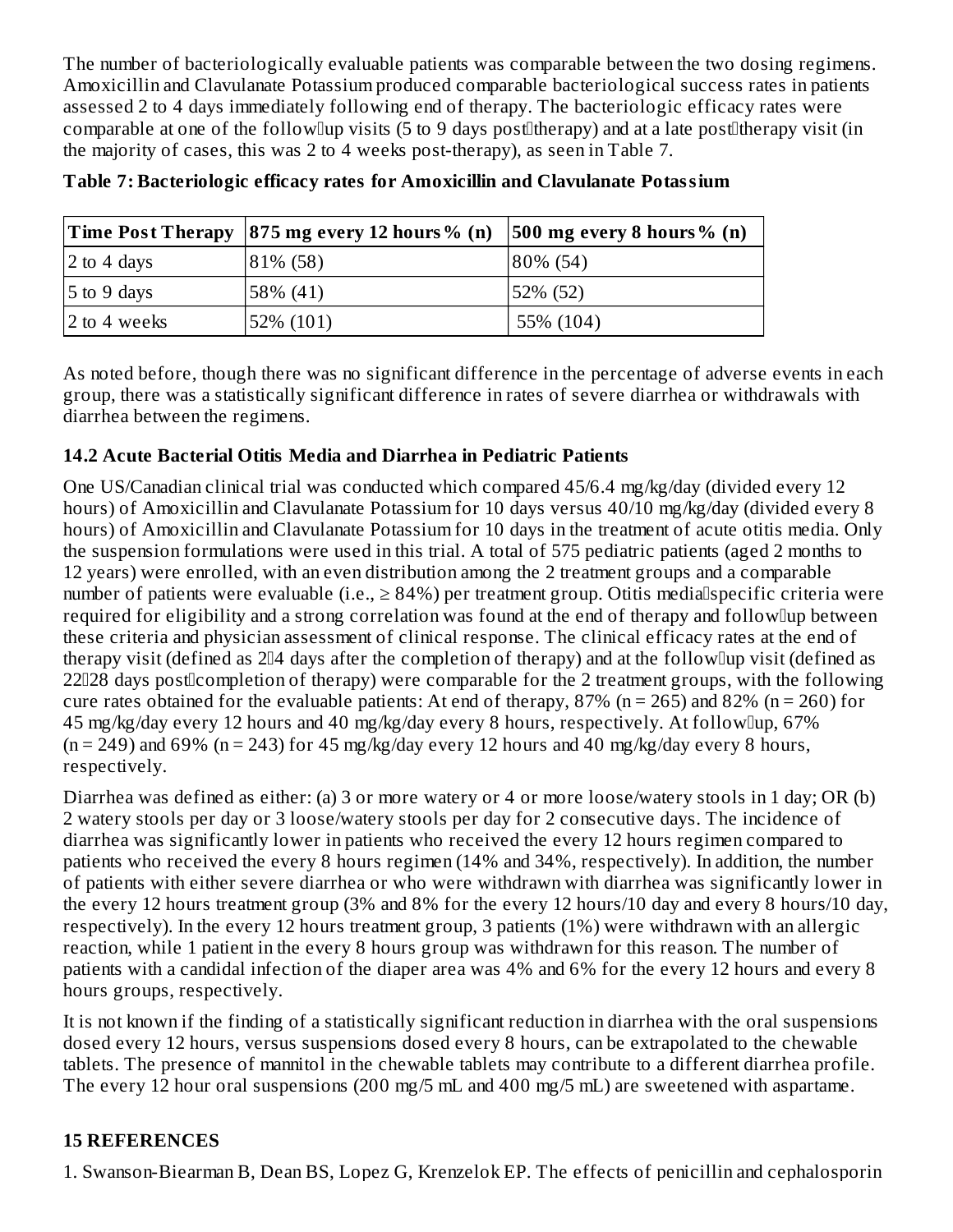The number of bacteriologically evaluable patients was comparable between the two dosing regimens. Amoxicillin and Clavulanate Potassium produced comparable bacteriological success rates in patients assessed 2 to 4 days immediately following end of therapy. The bacteriologic efficacy rates were comparable at one of the follow‑up visits (5 to 9 days post‑therapy) and at a late post‑therapy visit (in the majority of cases, this was 2 to 4 weeks post-therapy), as seen in Table 7.

**Table 7: Bacteriologic efficacy rates for Amoxicillin and Clavulanate Potassium**

| Time Post Therapy | 875 mg every 12 hours % (n) | 500 mg every 8 hours % (n) |
|---|---|---|
| 2 to 4 days | 81% (58) | 80% (54) |
| 5 to 9 days | 58% (41) | 52% (52) |
| 2 to 4 weeks | 52% (101) | 55% (104) |

As noted before, though there was no significant difference in the percentage of adverse events in each group, there was a statistically significant difference in rates of severe diarrhea or withdrawals with diarrhea between the regimens.

### 14.2 Acute Bacterial Otitis Media and Diarrhea in Pediatric Patients

One US/Canadian clinical trial was conducted which compared 45/6.4 mg/kg/day (divided every 12 hours) of Amoxicillin and Clavulanate Potassium for 10 days versus 40/10 mg/kg/day (divided every 8 hours) of Amoxicillin and Clavulanate Potassium for 10 days in the treatment of acute otitis media. Only the suspension formulations were used in this trial. A total of 575 pediatric patients (aged 2 months to 12 years) were enrolled, with an even distribution among the 2 treatment groups and a comparable number of patients were evaluable (i.e., ≥ 84%) per treatment group. Otitis media‑specific criteria were required for eligibility and a strong correlation was found at the end of therapy and follow‑up between these criteria and physician assessment of clinical response. The clinical efficacy rates at the end of therapy visit (defined as 2‑4 days after the completion of therapy) and at the follow‑up visit (defined as 22‑28 days post‑completion of therapy) were comparable for the 2 treatment groups, with the following cure rates obtained for the evaluable patients: At end of therapy, 87% (n = 265) and 82% (n = 260) for 45 mg/kg/day every 12 hours and 40 mg/kg/day every 8 hours, respectively. At follow‑up, 67% (n = 249) and 69% (n = 243) for 45 mg/kg/day every 12 hours and 40 mg/kg/day every 8 hours, respectively.

Diarrhea was defined as either: (a) 3 or more watery or 4 or more loose/watery stools in 1 day; OR (b) 2 watery stools per day or 3 loose/watery stools per day for 2 consecutive days. The incidence of diarrhea was significantly lower in patients who received the every 12 hours regimen compared to patients who received the every 8 hours regimen (14% and 34%, respectively). In addition, the number of patients with either severe diarrhea or who were withdrawn with diarrhea was significantly lower in the every 12 hours treatment group (3% and 8% for the every 12 hours/10 day and every 8 hours/10 day, respectively). In the every 12 hours treatment group, 3 patients (1%) were withdrawn with an allergic reaction, while 1 patient in the every 8 hours group was withdrawn for this reason. The number of patients with a candidal infection of the diaper area was 4% and 6% for the every 12 hours and every 8 hours groups, respectively.

It is not known if the finding of a statistically significant reduction in diarrhea with the oral suspensions dosed every 12 hours, versus suspensions dosed every 8 hours, can be extrapolated to the chewable tablets. The presence of mannitol in the chewable tablets may contribute to a different diarrhea profile. The every 12 hour oral suspensions (200 mg/5 mL and 400 mg/5 mL) are sweetened with aspartame.

## 15 REFERENCES

1. Swanson-Biearman B, Dean BS, Lopez G, Krenzelok EP. The effects of penicillin and cephalosporin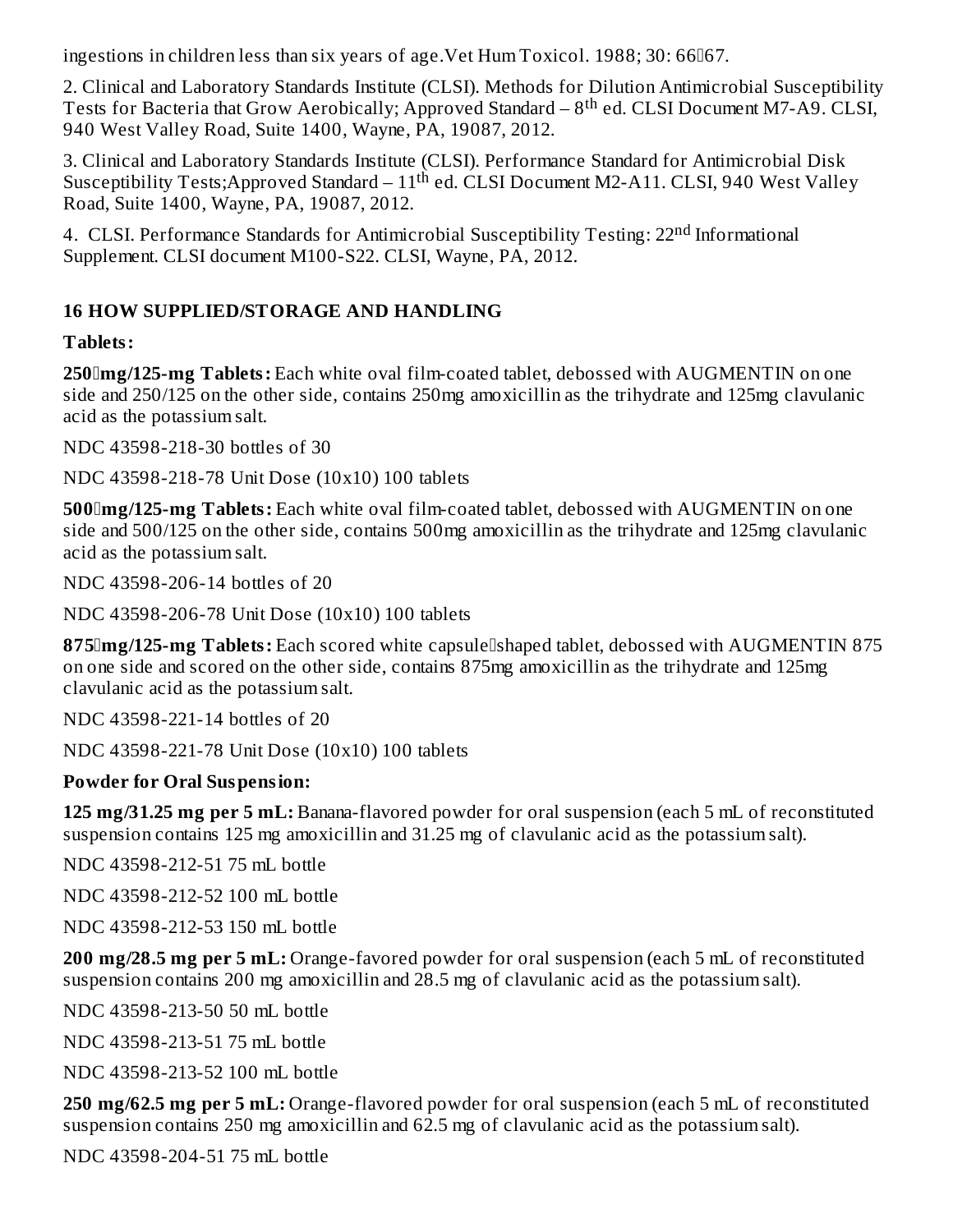ingestions in children less than six years of age.Vet Hum Toxicol. 1988; 30: 66‑67.

2. Clinical and Laboratory Standards Institute (CLSI). Methods for Dilution Antimicrobial Susceptibility Tests for Bacteria that Grow Aerobically; Approved Standard – 8$^{th}$ ed. CLSI Document M7-A9. CLSI, 940 West Valley Road, Suite 1400, Wayne, PA, 19087, 2012.

3. Clinical and Laboratory Standards Institute (CLSI). Performance Standard for Antimicrobial Disk Susceptibility Tests;Approved Standard – 11$^{th}$ ed. CLSI Document M2-A11. CLSI, 940 West Valley Road, Suite 1400, Wayne, PA, 19087, 2012.

4. CLSI. Performance Standards for Antimicrobial Susceptibility Testing: 22$^{nd}$ Informational Supplement. CLSI document M100-S22. CLSI, Wayne, PA, 2012.

## 16 HOW SUPPLIED/STORAGE AND HANDLING

**Tablets:**

**250‑mg/125-mg Tablets:** Each white oval film-coated tablet, debossed with AUGMENTIN on one side and 250/125 on the other side, contains 250mg amoxicillin as the trihydrate and 125mg clavulanic acid as the potassium salt.

NDC 43598-218-30 bottles of 30

NDC 43598-218-78 Unit Dose (10x10) 100 tablets

**500‑mg/125-mg Tablets:** Each white oval film-coated tablet, debossed with AUGMENTIN on one side and 500/125 on the other side, contains 500mg amoxicillin as the trihydrate and 125mg clavulanic acid as the potassium salt.

NDC 43598-206-14 bottles of 20

NDC 43598-206-78 Unit Dose (10x10) 100 tablets

**875‑mg/125-mg Tablets:** Each scored white capsule‑shaped tablet, debossed with AUGMENTIN 875 on one side and scored on the other side, contains 875mg amoxicillin as the trihydrate and 125mg clavulanic acid as the potassium salt.

NDC 43598-221-14 bottles of 20

NDC 43598-221-78 Unit Dose (10x10) 100 tablets

**Powder for Oral Suspension:**

**125 mg/31.25 mg per 5 mL:** Banana-flavored powder for oral suspension (each 5 mL of reconstituted suspension contains 125 mg amoxicillin and 31.25 mg of clavulanic acid as the potassium salt).

NDC 43598-212-51 75 mL bottle

NDC 43598-212-52 100 mL bottle

NDC 43598-212-53 150 mL bottle

**200 mg/28.5 mg per 5 mL:** Orange-favored powder for oral suspension (each 5 mL of reconstituted suspension contains 200 mg amoxicillin and 28.5 mg of clavulanic acid as the potassium salt).

NDC 43598-213-50 50 mL bottle

NDC 43598-213-51 75 mL bottle

NDC 43598-213-52 100 mL bottle

**250 mg/62.5 mg per 5 mL:** Orange-flavored powder for oral suspension (each 5 mL of reconstituted suspension contains 250 mg amoxicillin and 62.5 mg of clavulanic acid as the potassium salt).

NDC 43598-204-51 75 mL bottle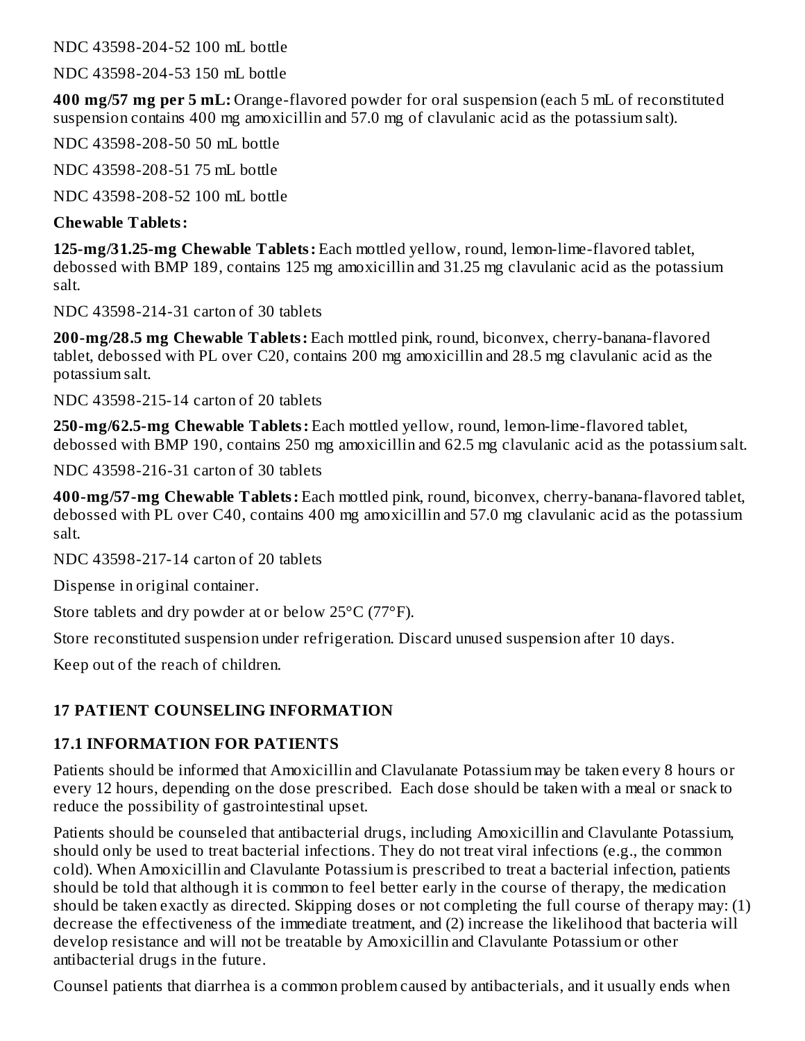NDC 43598-204-52 100 mL bottle

NDC 43598-204-53 150 mL bottle

**400 mg/57 mg per 5 mL:** Orange-flavored powder for oral suspension (each 5 mL of reconstituted suspension contains 400 mg amoxicillin and 57.0 mg of clavulanic acid as the potassium salt).

NDC 43598-208-50 50 mL bottle

NDC 43598-208-51 75 mL bottle

NDC 43598-208-52 100 mL bottle

**Chewable Tablets:**

**125-mg/31.25-mg Chewable Tablets:** Each mottled yellow, round, lemon-lime-flavored tablet, debossed with BMP 189, contains 125 mg amoxicillin and 31.25 mg clavulanic acid as the potassium salt.

NDC 43598-214-31 carton of 30 tablets

**200-mg/28.5 mg Chewable Tablets:** Each mottled pink, round, biconvex, cherry-banana-flavored tablet, debossed with PL over C20, contains 200 mg amoxicillin and 28.5 mg clavulanic acid as the potassium salt.

NDC 43598-215-14 carton of 20 tablets

**250-mg/62.5-mg Chewable Tablets:** Each mottled yellow, round, lemon-lime-flavored tablet, debossed with BMP 190, contains 250 mg amoxicillin and 62.5 mg clavulanic acid as the potassium salt.

NDC 43598-216-31 carton of 30 tablets

**400-mg/57-mg Chewable Tablets:** Each mottled pink, round, biconvex, cherry-banana-flavored tablet, debossed with PL over C40, contains 400 mg amoxicillin and 57.0 mg clavulanic acid as the potassium salt.

NDC 43598-217-14 carton of 20 tablets

Dispense in original container.

Store tablets and dry powder at or below 25°C (77°F).

Store reconstituted suspension under refrigeration. Discard unused suspension after 10 days.

Keep out of the reach of children.

## 17 PATIENT COUNSELING INFORMATION

### 17.1 INFORMATION FOR PATIENTS

Patients should be informed that Amoxicillin and Clavulanate Potassium may be taken every 8 hours or every 12 hours, depending on the dose prescribed. Each dose should be taken with a meal or snack to reduce the possibility of gastrointestinal upset.

Patients should be counseled that antibacterial drugs, including Amoxicillin and Clavulante Potassium, should only be used to treat bacterial infections. They do not treat viral infections (e.g., the common cold). When Amoxicillin and Clavulante Potassium is prescribed to treat a bacterial infection, patients should be told that although it is common to feel better early in the course of therapy, the medication should be taken exactly as directed. Skipping doses or not completing the full course of therapy may: (1) decrease the effectiveness of the immediate treatment, and (2) increase the likelihood that bacteria will develop resistance and will not be treatable by Amoxicillin and Clavulante Potassium or other antibacterial drugs in the future.

Counsel patients that diarrhea is a common problem caused by antibacterials, and it usually ends when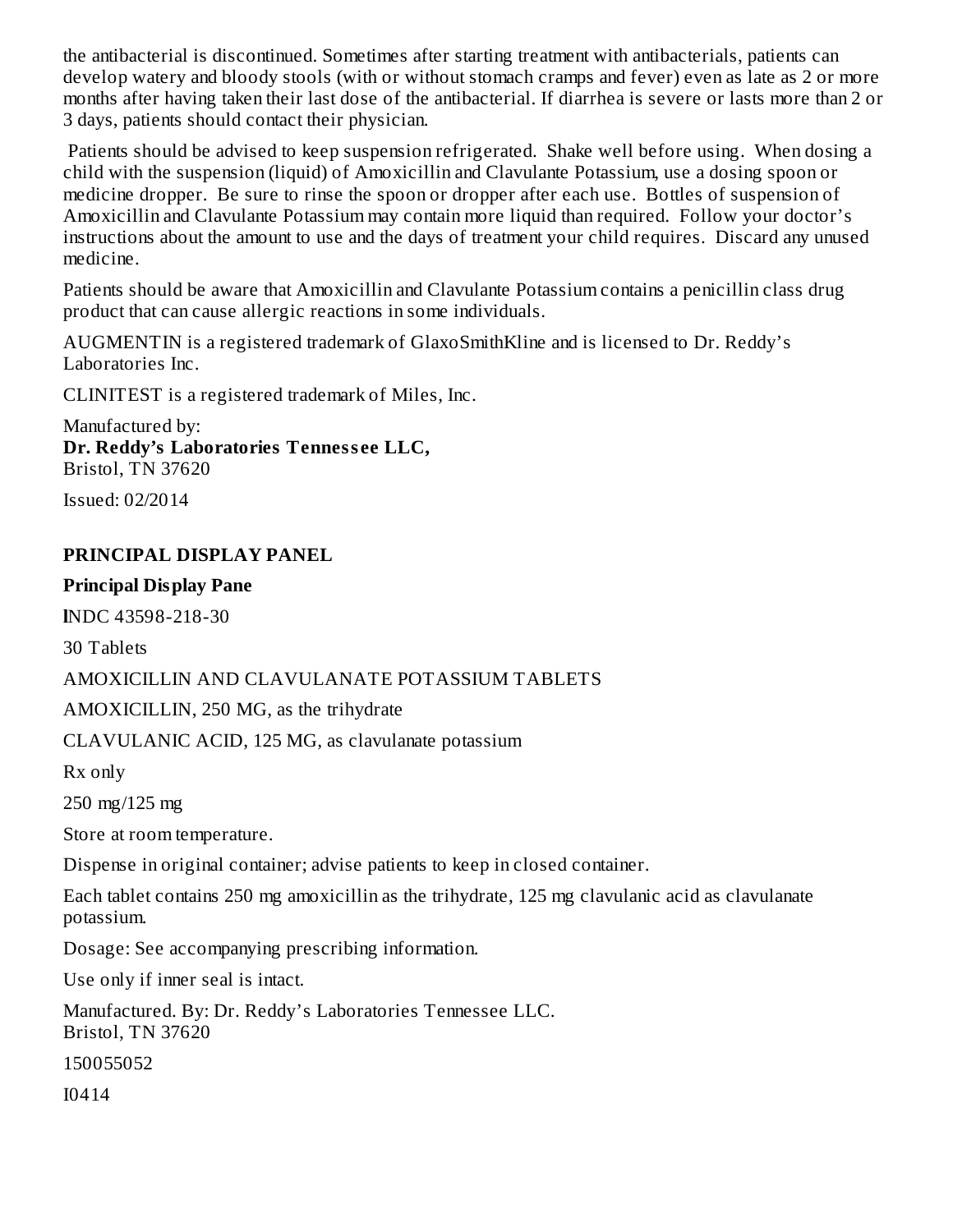the antibacterial is discontinued. Sometimes after starting treatment with antibacterials, patients can develop watery and bloody stools (with or without stomach cramps and fever) even as late as 2 or more months after having taken their last dose of the antibacterial. If diarrhea is severe or lasts more than 2 or 3 days, patients should contact their physician.

Patients should be advised to keep suspension refrigerated. Shake well before using. When dosing a child with the suspension (liquid) of Amoxicillin and Clavulante Potassium, use a dosing spoon or medicine dropper. Be sure to rinse the spoon or dropper after each use. Bottles of suspension of Amoxicillin and Clavulante Potassium may contain more liquid than required. Follow your doctor's instructions about the amount to use and the days of treatment your child requires. Discard any unused medicine.

Patients should be aware that Amoxicillin and Clavulante Potassium contains a penicillin class drug product that can cause allergic reactions in some individuals.

AUGMENTIN is a registered trademark of GlaxoSmithKline and is licensed to Dr. Reddy's Laboratories Inc.

CLINITEST is a registered trademark of Miles, Inc.

Manufactured by:
**Dr. Reddy's Laboratories Tennessee LLC,**
Bristol, TN 37620

Issued: 02/2014

## PRINCIPAL DISPLAY PANEL

**Principal Display Pane**

lNDC 43598-218-30

30 Tablets

AMOXICILLIN AND CLAVULANATE POTASSIUM TABLETS

AMOXICILLIN, 250 MG, as the trihydrate

CLAVULANIC ACID, 125 MG, as clavulanate potassium

Rx only

250 mg/125 mg

Store at room temperature.

Dispense in original container; advise patients to keep in closed container.

Each tablet contains 250 mg amoxicillin as the trihydrate, 125 mg clavulanic acid as clavulanate potassium.

Dosage: See accompanying prescribing information.

Use only if inner seal is intact.

Manufactured. By: Dr. Reddy's Laboratories Tennessee LLC.
Bristol, TN 37620

150055052

I0414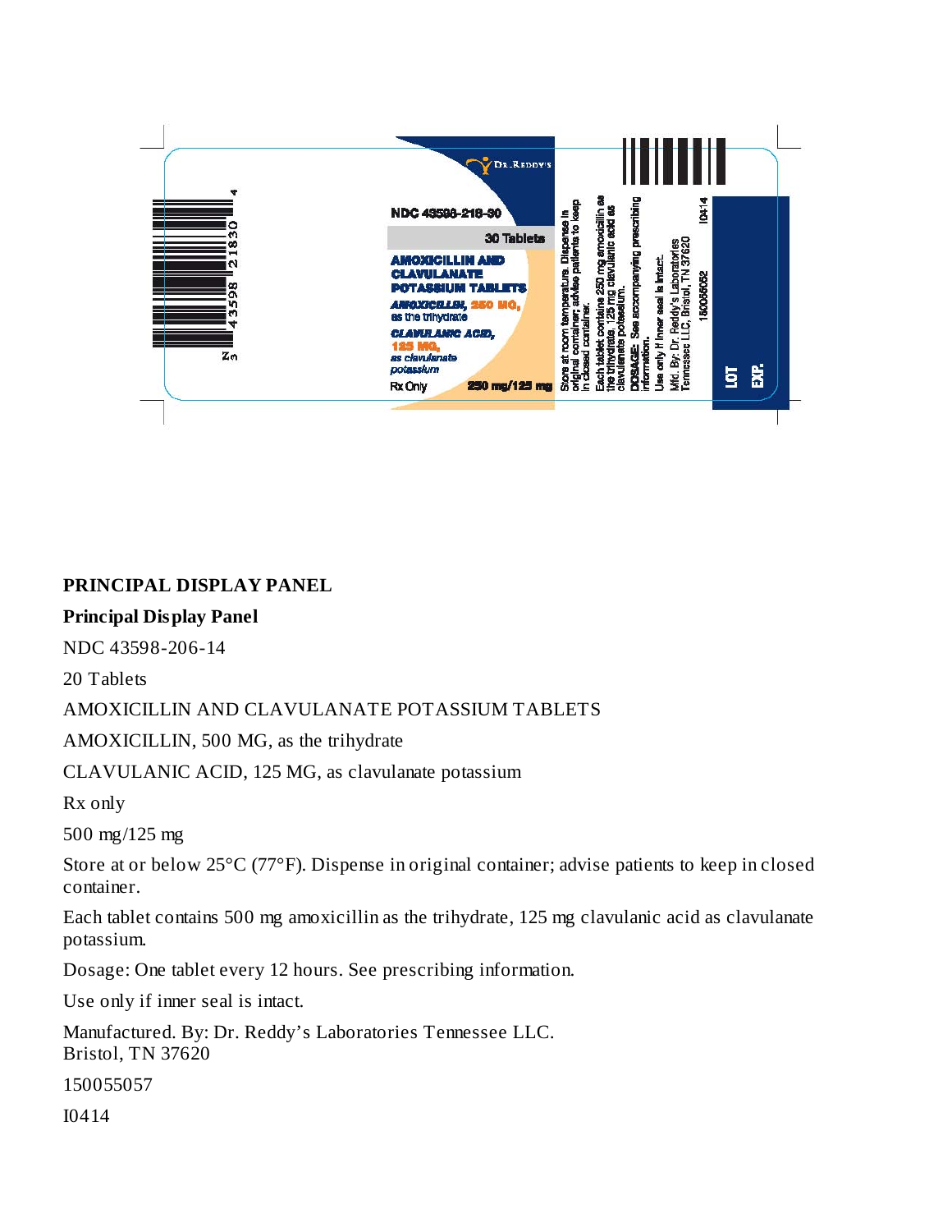NDC 43598-218-30

30 Tablets

AMOXICILLIN AND CLAVULANATE POTASSIUM TABLETS

AMOXICILLIN, 250 MG, as the trihydrate

CLAVULANIC ACID, 125 MG, as clavulanate potassium

Rx Only

250 mg/125 mg

Store at room temperature. Dispense in original container; advise patients to keep in closed container.

Each tablet contains 250 mg amoxicillin as the trihydrate, 125 mg clavulanic acid as clavulanate potassium.

DOSAGE: See accompanying prescribing information.

Use only if inner seal is intact.

Mfd. By: Dr. Reddy's Laboratories Tennessee LLC, Bristol, TN 37620

150055052

I0414

LOT

EXP.

**PRINCIPAL DISPLAY PANEL**

**Principal Display Panel**

NDC 43598-206-14

20 Tablets

AMOXICILLIN AND CLAVULANATE POTASSIUM TABLETS

AMOXICILLIN, 500 MG, as the trihydrate

CLAVULANIC ACID, 125 MG, as clavulanate potassium

Rx only

500 mg/125 mg

Store at or below 25°C (77°F). Dispense in original container; advise patients to keep in closed container.

Each tablet contains 500 mg amoxicillin as the trihydrate, 125 mg clavulanic acid as clavulanate potassium.

Dosage: One tablet every 12 hours. See prescribing information.

Use only if inner seal is intact.

Manufactured. By: Dr. Reddy's Laboratories Tennessee LLC.
Bristol, TN 37620

150055057

I0414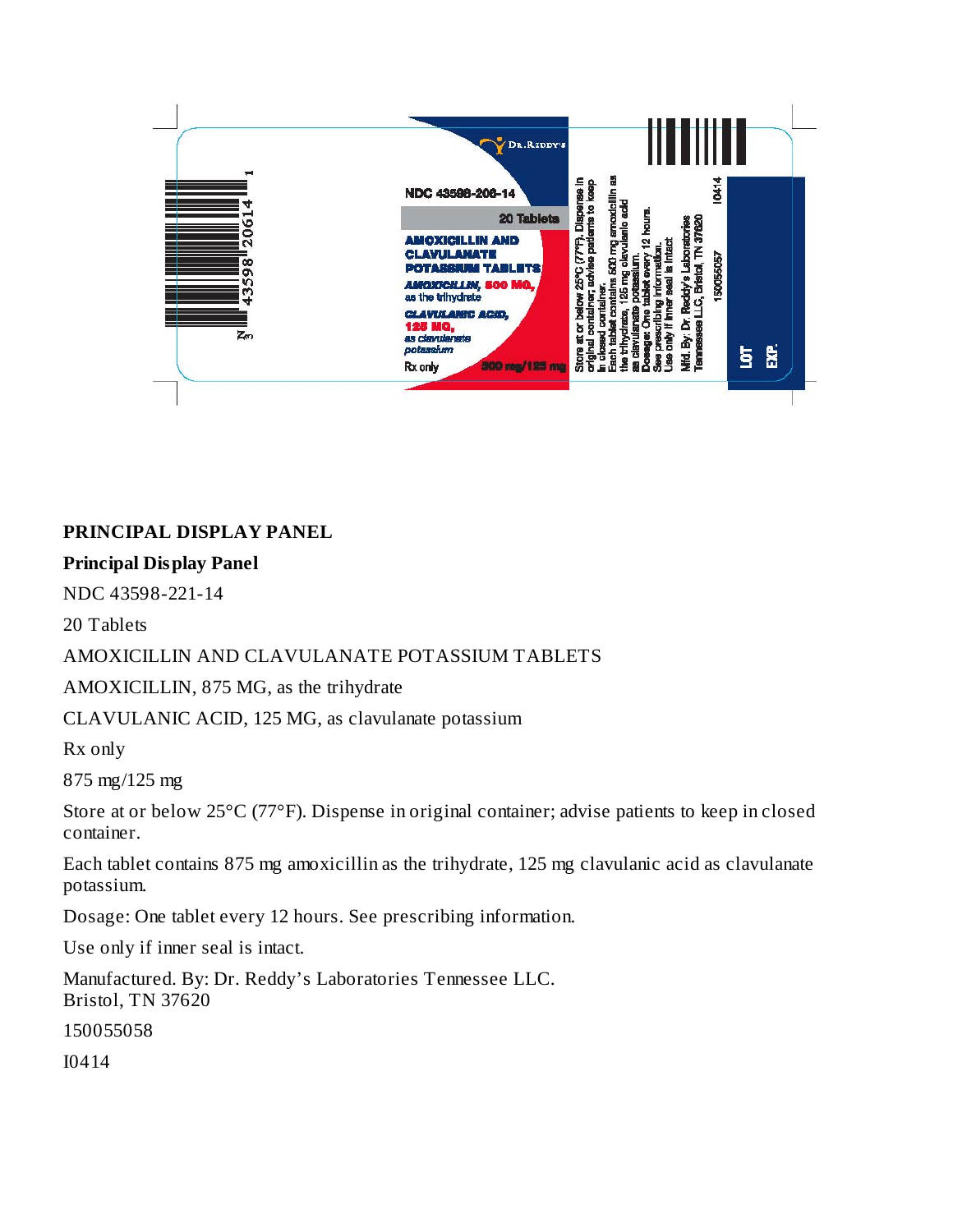## PRINCIPAL DISPLAY PANEL

**Principal Display Panel**

NDC 43598-221-14

20 Tablets

AMOXICILLIN AND CLAVULANATE POTASSIUM TABLETS

AMOXICILLIN, 875 MG, as the trihydrate

CLAVULANIC ACID, 125 MG, as clavulanate potassium

Rx only

875 mg/125 mg

Store at or below 25°C (77°F). Dispense in original container; advise patients to keep in closed container.

Each tablet contains 875 mg amoxicillin as the trihydrate, 125 mg clavulanic acid as clavulanate potassium.

Dosage: One tablet every 12 hours. See prescribing information.

Use only if inner seal is intact.

Manufactured. By: Dr. Reddy's Laboratories Tennessee LLC.
Bristol, TN 37620

150055058

I0414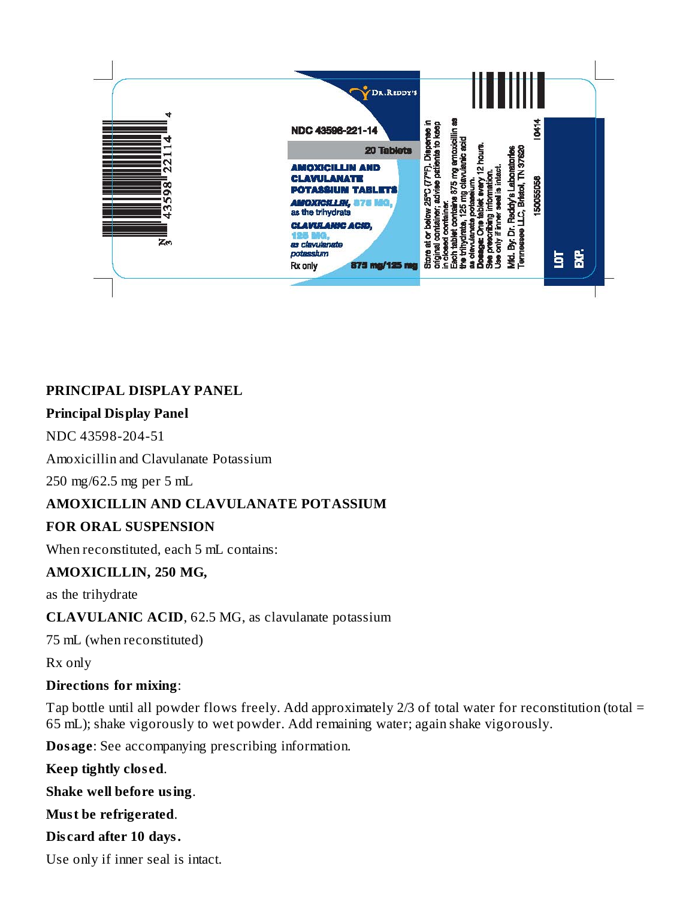N 3 43598 22114 4

NDC 43598-221-14

20 Tablets

**AMOXICILLIN AND CLAVULANATE POTASSIUM TABLETS**

**AMOXICILLIN, 875 MG,**
as the trihydrate

**CLAVULANIC ACID, 125 MG,**
as clavulanate potassium

Rx only

875 mg/125 mg

Dr. Reddy's

Store at or below 25°C (77°F). Dispense in original container; advise patients to keep in closed container.
Each tablet contains 875 mg amoxicillin as the trihydrate, 125 mg clavulanic acid as clavulanate potassium.
**Dosage:** One tablet every 12 hours. See prescribing information.
Use only if inner seal is intact.

Mfd. By: Dr. Reddy's Laboratories Tennessee LLC, Bristol, TN 37620

15005058 I0414

LOT

EXP.

**PRINCIPAL DISPLAY PANEL**

**Principal Display Panel**

NDC 43598-204-51

Amoxicillin and Clavulanate Potassium

250 mg/62.5 mg per 5 mL

**AMOXICILLIN AND CLAVULANATE POTASSIUM**

**FOR ORAL SUSPENSION**

When reconstituted, each 5 mL contains:

**AMOXICILLIN, 250 MG,**

as the trihydrate

**CLAVULANIC ACID**, 62.5 MG, as clavulanate potassium

75 mL (when reconstituted)

Rx only

**Directions for mixing**:

Tap bottle until all powder flows freely. Add approximately 2/3 of total water for reconstitution (total = 65 mL); shake vigorously to wet powder. Add remaining water; again shake vigorously.

**Dosage**: See accompanying prescribing information.

**Keep tightly closed**.

**Shake well before using**.

**Must be refrigerated**.

**Discard after 10 days.**

Use only if inner seal is intact.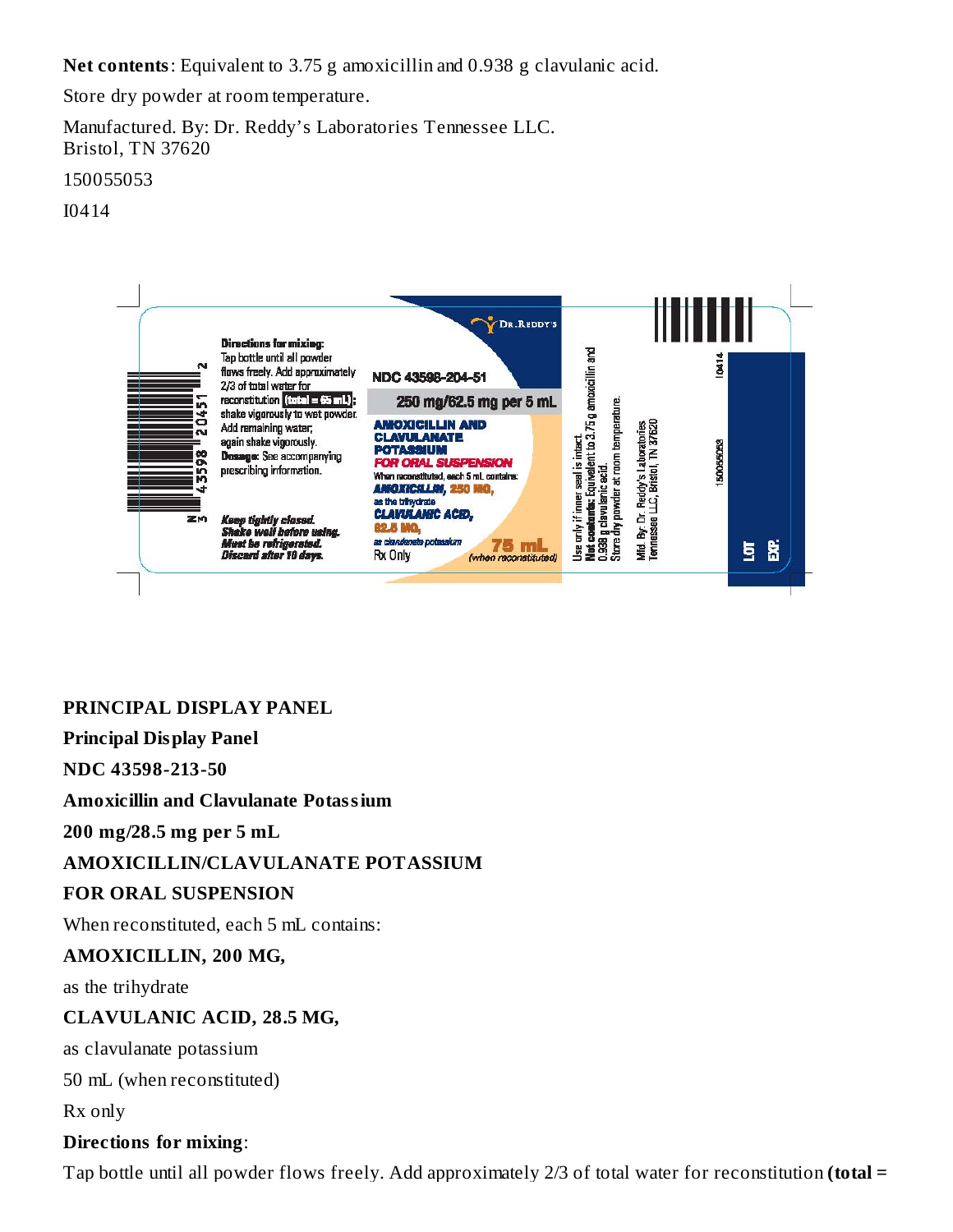**Net contents**: Equivalent to 3.75 g amoxicillin and 0.938 g clavulanic acid.

Store dry powder at room temperature.

Manufactured. By: Dr. Reddy's Laboratories Tennessee LLC.
Bristol, TN 37620

150055053

I0414

Directions for mixing:
Tap bottle until all powder flows freely. Add approximately 2/3 of total water for reconstitution (total = 65 mL); shake vigorously to wet powder. Add remaining water; again shake vigorously.
Dosage: See accompanying prescribing information.

Keep tightly closed.
Shake well before using.
Must be refrigerated.
Discard after 10 days.

DR.REDDY'S

NDC 43598-204-51

250 mg/62.5 mg per 5 mL

AMOXICILLIN AND CLAVULANATE POTASSIUM

FOR ORAL SUSPENSION

When reconstituted, each 5 mL contains:
AMOXICILLIN, 250 MG, as the trihydrate
CLAVULANIC ACID, 62.5 MG, as clavulanate potassium

75 mL (when reconstituted)

Rx Only

Use only if inner seal is intact.
Net contents: Equivalent to 3.75 g amoxicillin and 0.938 g clavulanic acid.
Store dry powder at room temperature.

Mfd. By: Dr. Reddy's Laboratories Tennessee LLC, Bristol, TN 37620

150055053

I0414

LOT
EXP.

**PRINCIPAL DISPLAY PANEL**

**Principal Display Panel**

**NDC 43598-213-50**

**Amoxicillin and Clavulanate Potassium**

**200 mg/28.5 mg per 5 mL**

**AMOXICILLIN/CLAVULANATE POTASSIUM**

**FOR ORAL SUSPENSION**

When reconstituted, each 5 mL contains:

**AMOXICILLIN, 200 MG,**

as the trihydrate

**CLAVULANIC ACID, 28.5 MG,**

as clavulanate potassium

50 mL (when reconstituted)

Rx only

**Directions for mixing**:

Tap bottle until all powder flows freely. Add approximately 2/3 of total water for reconstitution **(total =**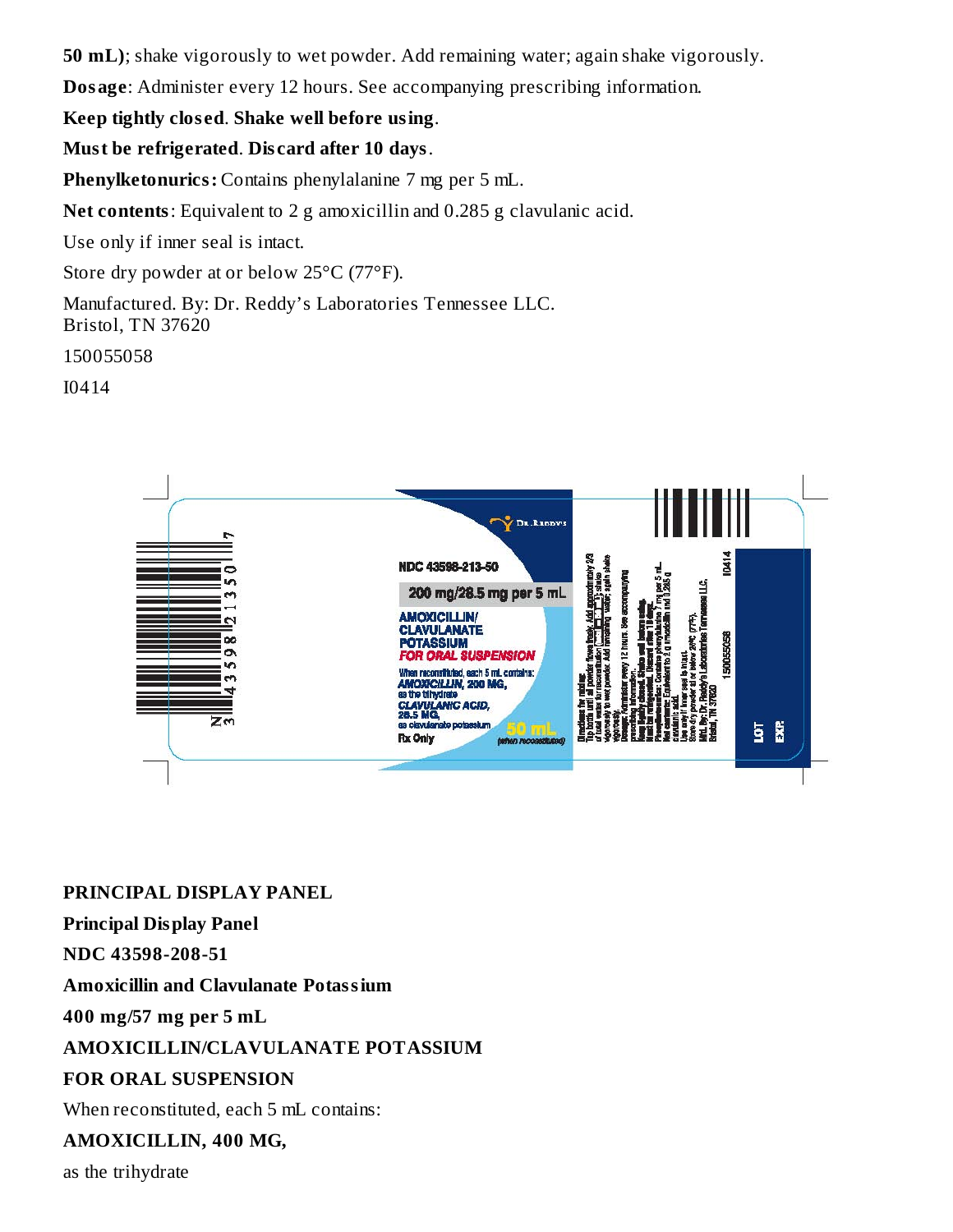**50 mL)**; shake vigorously to wet powder. Add remaining water; again shake vigorously.

**Dosage**: Administer every 12 hours. See accompanying prescribing information.

**Keep tightly closed**. **Shake well before using**.

**Must be refrigerated**. **Discard after 10 days**.

**Phenylketonurics:** Contains phenylalanine 7 mg per 5 mL.

**Net contents**: Equivalent to 2 g amoxicillin and 0.285 g clavulanic acid.

Use only if inner seal is intact.

Store dry powder at or below 25°C (77°F).

Manufactured. By: Dr. Reddy's Laboratories Tennessee LLC.
Bristol, TN 37620

150055058

I0414

**PRINCIPAL DISPLAY PANEL**

**Principal Display Panel**

**NDC 43598-208-51**

**Amoxicillin and Clavulanate Potassium**

**400 mg/57 mg per 5 mL**

**AMOXICILLIN/CLAVULANATE POTASSIUM**

**FOR ORAL SUSPENSION**

When reconstituted, each 5 mL contains:

**AMOXICILLIN, 400 MG,**

as the trihydrate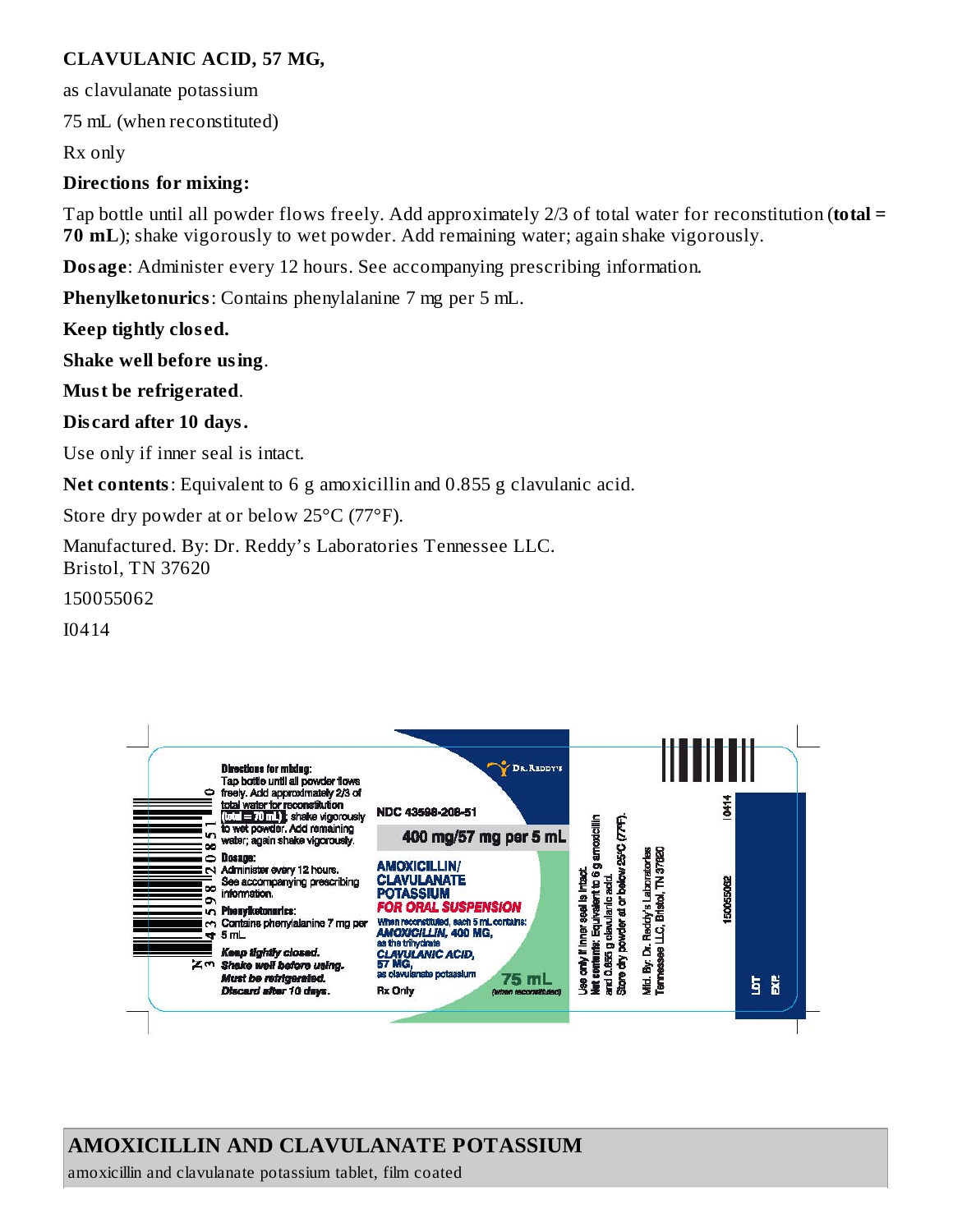**CLAVULANIC ACID, 57 MG,**

as clavulanate potassium

75 mL (when reconstituted)

Rx only

**Directions for mixing:**

Tap bottle until all powder flows freely. Add approximately 2/3 of total water for reconstitution (**total = 70 mL**); shake vigorously to wet powder. Add remaining water; again shake vigorously.

**Dosage**: Administer every 12 hours. See accompanying prescribing information.

**Phenylketonurics**: Contains phenylalanine 7 mg per 5 mL.

**Keep tightly closed.**

**Shake well before using**.

**Must be refrigerated**.

**Discard after 10 days.**

Use only if inner seal is intact.

**Net contents**: Equivalent to 6 g amoxicillin and 0.855 g clavulanic acid.

Store dry powder at or below 25°C (77°F).

Manufactured. By: Dr. Reddy's Laboratories Tennessee LLC.
Bristol, TN 37620

150055062

I0414

Directions for mixing:
Tap bottle until all powder flows freely. Add approximately 2/3 of total water for reconstitution (total = 70 mL); shake vigorously to wet powder. Add remaining water; again shake vigorously.

Dosage:
Administer every 12 hours. See accompanying prescribing information.

Phenylketonurics:
Contains phenylalanine 7 mg per 5 mL.

*Keep tightly closed.*
*Shake well before using.*
*Must be refrigerated.*
*Discard after 10 days.*

N 3 43598 20851 0

DR. REDDY'S

NDC 43598-208-51

400 mg/57 mg per 5 mL

**AMOXICILLIN/ CLAVULANATE POTASSIUM**
**FOR ORAL SUSPENSION**

When reconstituted, each 5 mL contains:
AMOXICILLIN, 400 MG,
as the trihydrate
CLAVULANIC ACID,
57 MG,
as clavulanate potassium

Rx Only

75 mL (when reconstituted)

Use only if inner seal is intact.
Net contents: Equivalent to 6 g amoxicillin and 0.855 g clavulanic acid.
Store dry powder at or below 25°C (77°F).

Mfd. By: Dr. Reddy's Laboratories Tennessee LLC, Bristol, TN 37620

150055062 I0414

LOT
EXP

## AMOXICILLIN AND CLAVULANATE POTASSIUM

amoxicillin and clavulanate potassium tablet, film coated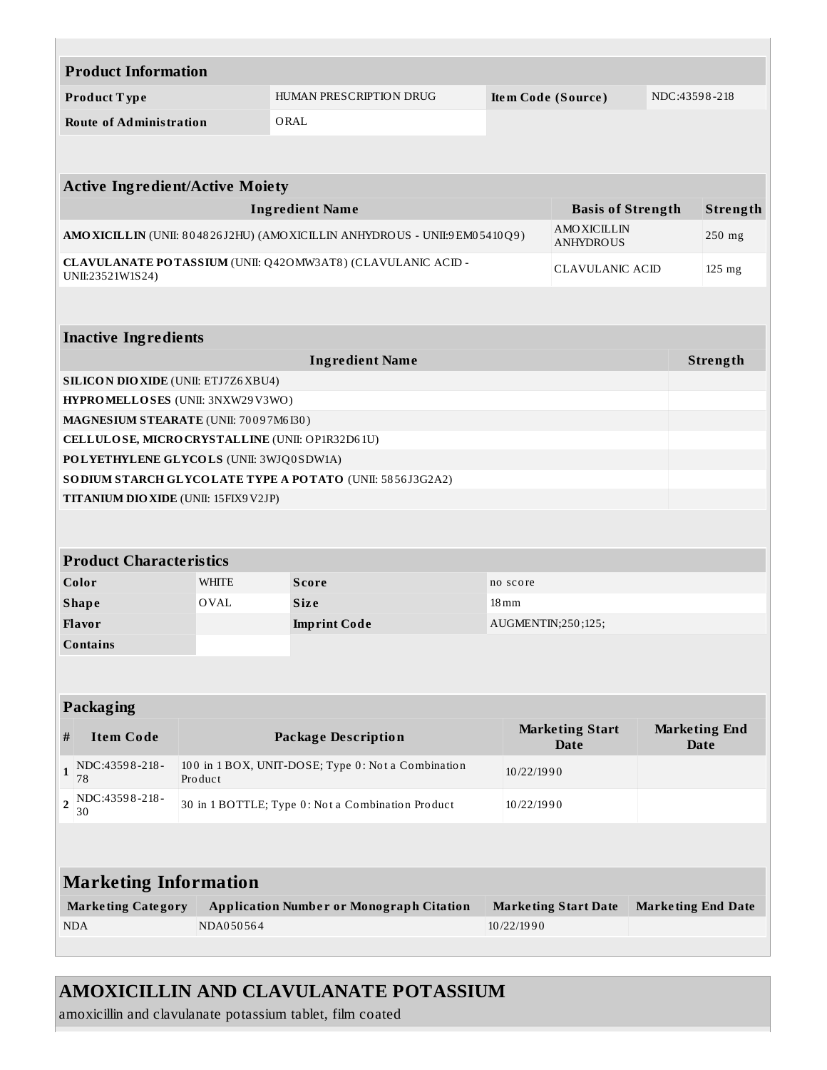| **Product Information** | | | |
|---|---|---|---|
| **Product Type** | HUMAN PRESCRIPTION DRUG | **Item Code (Source)** | NDC:43598-218 |
| **Route of Administration** | ORAL | | |

| **Active Ingredient/Active Moiety** | | |
|---|---|---|
| **Ingredient Name** | **Basis of Strength** | **Strength** |
| **AMOXICILLIN** (UNII: 804826J2HU) (AMOXICILLIN ANHYDROUS - UNII:9EM05410Q9) | AMOXICILLIN ANHYDROUS | 250 mg |
| **CLAVULANATE POTASSIUM** (UNII: Q42OMW3AT8) (CLAVULANIC ACID - UNII:23521W1S24) | CLAVULANIC ACID | 125 mg |

| **Inactive Ingredients** | |
|---|---|
| **Ingredient Name** | **Strength** |
| **SILICON DIOXIDE** (UNII: ETJ7Z6XBU4) | |
| **HYPROMELLOSES** (UNII: 3NXW29V3WO) | |
| **MAGNESIUM STEARATE** (UNII: 70097M6I30) | |
| **CELLULOSE, MICROCRYSTALLINE** (UNII: OP1R32D61U) | |
| **POLYETHYLENE GLYCOLS** (UNII: 3WJQ0SDW1A) | |
| **SODIUM STARCH GLYCOLATE TYPE A POTATO** (UNII: 5856J3G2A2) | |
| **TITANIUM DIOXIDE** (UNII: 15FIX9V2JP) | |

| **Product Characteristics** | | | |
|---|---|---|---|
| **Color** | WHITE | **Score** | no score |
| **Shape** | OVAL | **Size** | 18mm |
| **Flavor** | | **Imprint Code** | AUGMENTIN;250;125; |
| **Contains** | | | |

| **Packaging** | | | | |
|---|---|---|---|---|
| **#** | **Item Code** | **Package Description** | **Marketing Start Date** | **Marketing End Date** |
| **1** | NDC:43598-218-78 | 100 in 1 BOX, UNIT-DOSE; Type 0: Not a Combination Product | 10/22/1990 | |
| **2** | NDC:43598-218-30 | 30 in 1 BOTTLE; Type 0: Not a Combination Product | 10/22/1990 | |

| **Marketing Information** | | | |
|---|---|---|---|
| **Marketing Category** | **Application Number or Monograph Citation** | **Marketing Start Date** | **Marketing End Date** |
| NDA | NDA050564 | 10/22/1990 | |

## AMOXICILLIN AND CLAVULANATE POTASSIUM

amoxicillin and clavulanate potassium tablet, film coated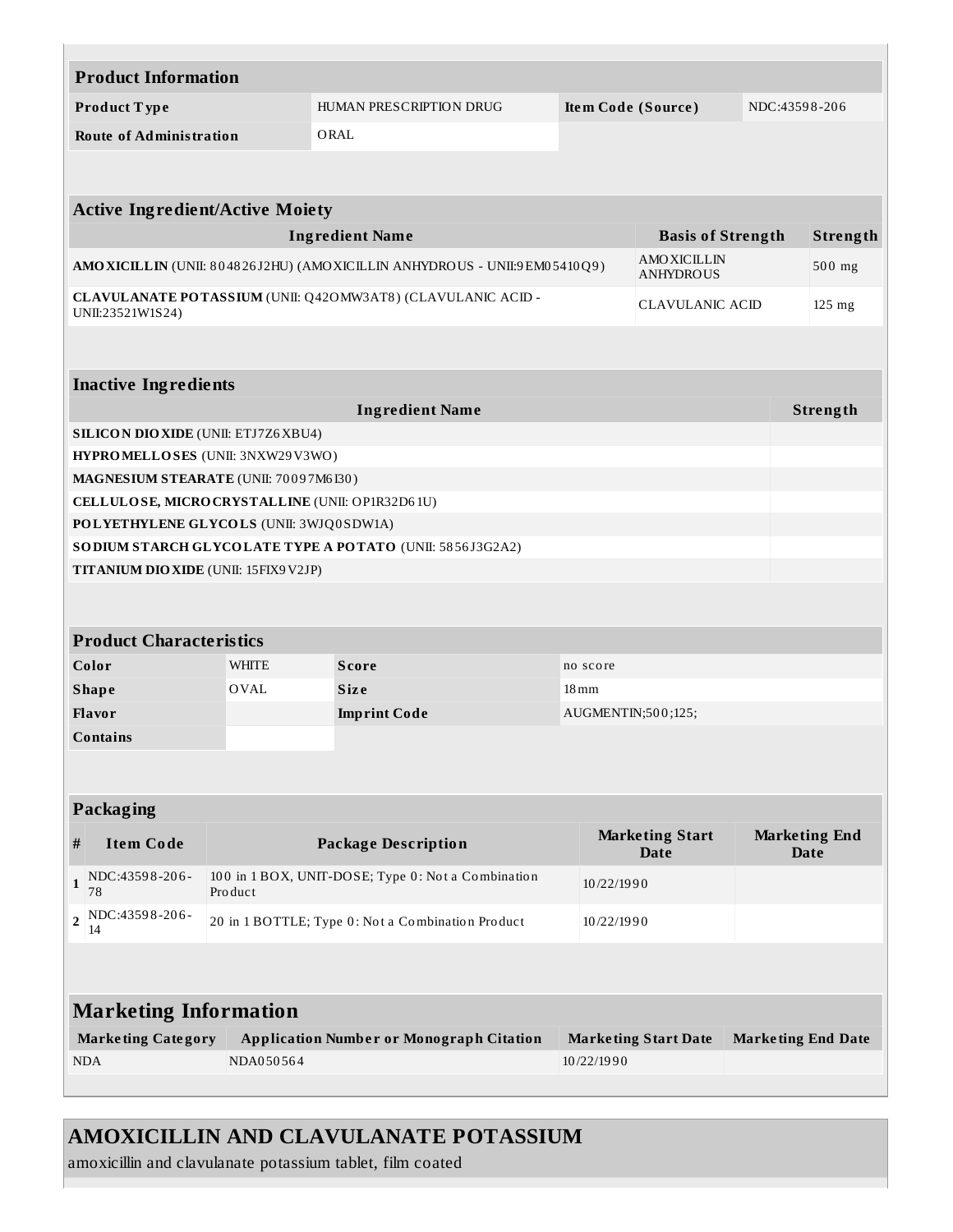| **Product Information** | | | |
| --- | --- | --- | --- |
| **Product Type** | HUMAN PRESCRIPTION DRUG | **Item Code (Source)** | NDC:43598-206 |
| **Route of Administration** | ORAL | | |

| **Active Ingredient/Active Moiety** | | |
| --- | --- | --- |
| **Ingredient Name** | **Basis of Strength** | **Strength** |
| **AMOXICILLIN** (UNII: 804826J2HU) (AMOXICILLIN ANHYDROUS - UNII:9EM05410Q9) | AMOXICILLIN ANHYDROUS | 500 mg |
| **CLAVULANATE POTASSIUM** (UNII: Q42OMW3AT8) (CLAVULANIC ACID - UNII:23521W1S24) | CLAVULANIC ACID | 125 mg |

| **Inactive Ingredients** | |
| --- | --- |
| **Ingredient Name** | **Strength** |
| **SILICON DIOXIDE** (UNII: ETJ7Z6XBU4) | |
| **HYPROMELLOSES** (UNII: 3NXW29V3WO) | |
| **MAGNESIUM STEARATE** (UNII: 70097M6I30) | |
| **CELLULOSE, MICROCRYSTALLINE** (UNII: OP1R32D61U) | |
| **POLYETHYLENE GLYCOLS** (UNII: 3WJQ0SDW1A) | |
| **SODIUM STARCH GLYCOLATE TYPE A POTATO** (UNII: 5856J3G2A2) | |
| **TITANIUM DIOXIDE** (UNII: 15FIX9V2JP) | |

| **Product Characteristics** | | | |
| --- | --- | --- | --- |
| **Color** | WHITE | **Score** | no score |
| **Shape** | OVAL | **Size** | 18mm |
| **Flavor** | | **Imprint Code** | AUGMENTIN;500;125; |
| **Contains** | | | |

| **Packaging** | | | | |
| --- | --- | --- | --- | --- |
| **#** | **Item Code** | **Package Description** | **Marketing Start Date** | **Marketing End Date** |
| **1** | NDC:43598-206-78 | 100 in 1 BOX, UNIT-DOSE; Type 0: Not a Combination Product | 10/22/1990 | |
| **2** | NDC:43598-206-14 | 20 in 1 BOTTLE; Type 0: Not a Combination Product | 10/22/1990 | |

| **Marketing Information** | | | |
| --- | --- | --- | --- |
| **Marketing Category** | **Application Number or Monograph Citation** | **Marketing Start Date** | **Marketing End Date** |
| NDA | NDA050564 | 10/22/1990 | |

## AMOXICILLIN AND CLAVULANATE POTASSIUM

amoxicillin and clavulanate potassium tablet, film coated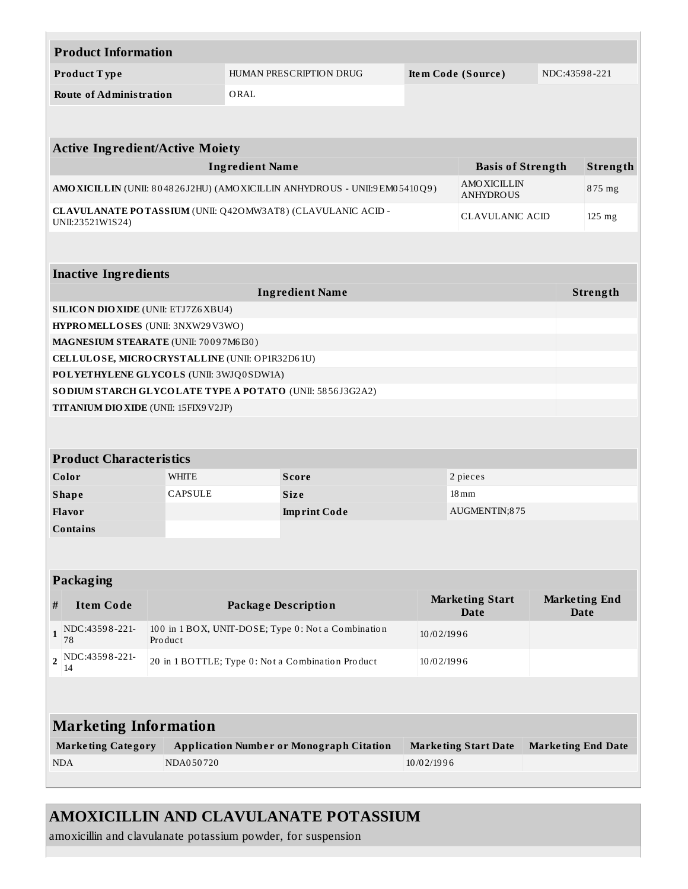## Product Information

| Product Type | HUMAN PRESCRIPTION DRUG | Item Code (Source) | NDC:43598-221 |
|---|---|---|---|
| Route of Administration | ORAL | | |

## Active Ingredient/Active Moiety

| Ingredient Name | Basis of Strength | Strength |
|---|---|---|
| **AMOXICILLIN** (UNII: 804826J2HU) (AMOXICILLIN ANHYDROUS - UNII:9EM05410Q9) | AMOXICILLIN ANHYDROUS | 875 mg |
| **CLAVULANATE POTASSIUM** (UNII: Q42OMW3AT8) (CLAVULANIC ACID - UNII:23521W1S24) | CLAVULANIC ACID | 125 mg |

## Inactive Ingredients

| Ingredient Name | Strength |
|---|---|
| **SILICON DIOXIDE** (UNII: ETJ7Z6XBU4) | |
| **HYPROMELLOSES** (UNII: 3NXW29V3WO) | |
| **MAGNESIUM STEARATE** (UNII: 70097M6I30) | |
| **CELLULOSE, MICROCRYSTALLINE** (UNII: OP1R32D61U) | |
| **POLYETHYLENE GLYCOLS** (UNII: 3WJQ0SDW1A) | |
| **SODIUM STARCH GLYCOLATE TYPE A POTATO** (UNII: 5856J3G2A2) | |
| **TITANIUM DIOXIDE** (UNII: 15FIX9V2JP) | |

## Product Characteristics

| Color | WHITE | Score | 2 pieces |
|---|---|---|---|
| Shape | CAPSULE | Size | 18mm |
| Flavor | | Imprint Code | AUGMENTIN;875 |
| Contains | | | |

## Packaging

| # | Item Code | Package Description | Marketing Start Date | Marketing End Date |
|---|---|---|---|---|
| 1 | NDC:43598-221-78 | 100 in 1 BOX, UNIT-DOSE; Type 0: Not a Combination Product | 10/02/1996 | |
| 2 | NDC:43598-221-14 | 20 in 1 BOTTLE; Type 0: Not a Combination Product | 10/02/1996 | |

## Marketing Information

| Marketing Category | Application Number or Monograph Citation | Marketing Start Date | Marketing End Date |
|---|---|---|---|
| NDA | NDA050720 | 10/02/1996 | |

# AMOXICILLIN AND CLAVULANATE POTASSIUM

amoxicillin and clavulanate potassium powder, for suspension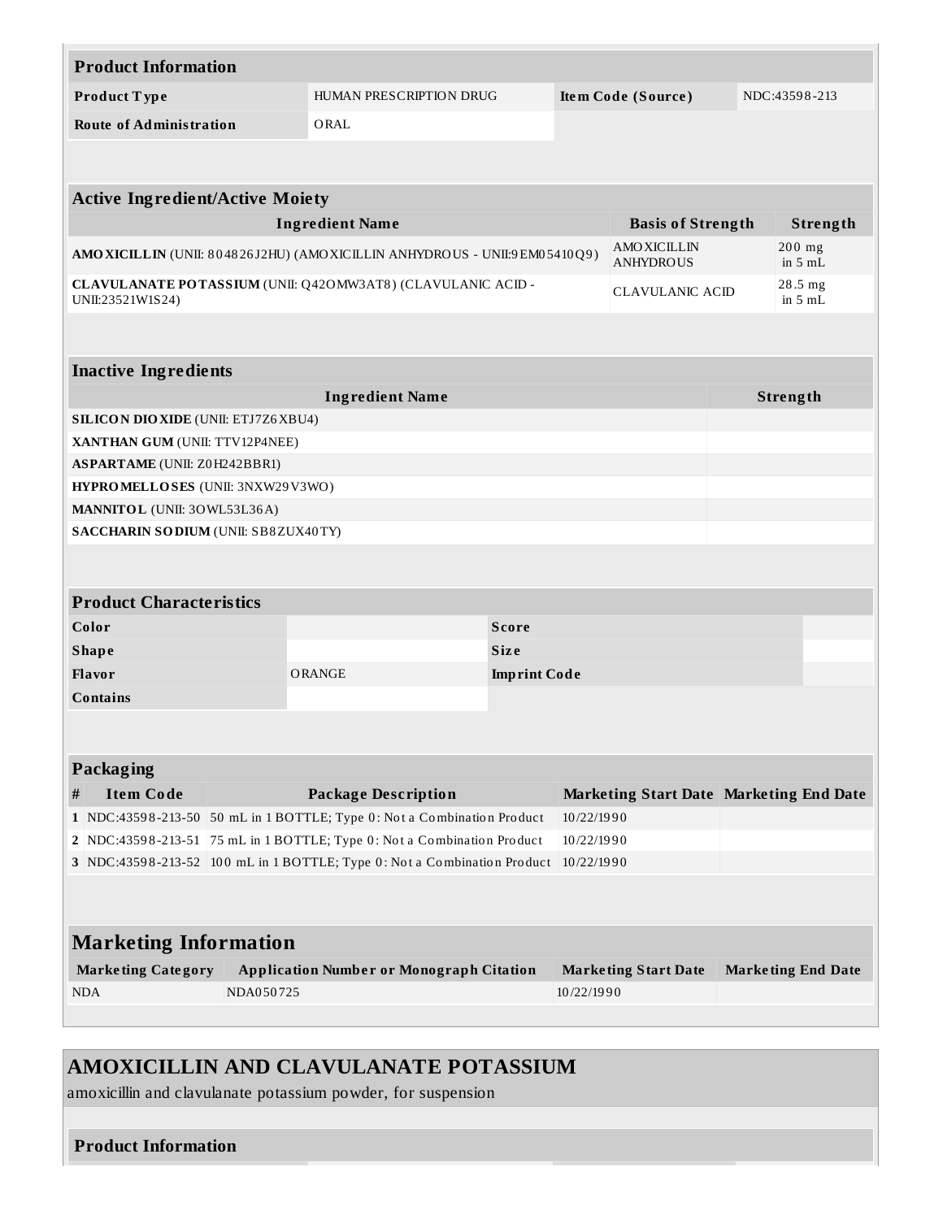| Product Information | | | |
|---|---|---|---|
| **Product Type** | HUMAN PRESCRIPTION DRUG | **Item Code (Source)** | NDC:43598-213 |
| **Route of Administration** | ORAL | | |

| Active Ingredient/Active Moiety | | |
|---|---|---|
| **Ingredient Name** | **Basis of Strength** | **Strength** |
| **AMOXICILLIN** (UNII: 804826J2HU) (AMOXICILLIN ANHYDROUS - UNII:9EM05410Q9) | AMOXICILLIN ANHYDROUS | 200 mg in 5 mL |
| **CLAVULANATE POTASSIUM** (UNII: Q42OMW3AT8) (CLAVULANIC ACID - UNII:23521W1S24) | CLAVULANIC ACID | 28.5 mg in 5 mL |

| Inactive Ingredients | |
|---|---|
| **Ingredient Name** | **Strength** |
| **SILICON DIOXIDE** (UNII: ETJ7Z6XBU4) | |
| **XANTHAN GUM** (UNII: TTV12P4NEE) | |
| **ASPARTAME** (UNII: Z0H242BBR1) | |
| **HYPROMELLOSES** (UNII: 3NXW29V3WO) | |
| **MANNITOL** (UNII: 3OWL53L36A) | |
| **SACCHARIN SODIUM** (UNII: SB8ZUX40TY) | |

| Product Characteristics | | | |
|---|---|---|---|
| **Color** | | **Score** | |
| **Shape** | | **Size** | |
| **Flavor** | ORANGE | **Imprint Code** | |
| **Contains** | | | |

| Packaging | | | | |
|---|---|---|---|---|
| **#** | **Item Code** | **Package Description** | **Marketing Start Date** | **Marketing End Date** |
| 1 | NDC:43598-213-50 | 50 mL in 1 BOTTLE; Type 0: Not a Combination Product | 10/22/1990 | |
| 2 | NDC:43598-213-51 | 75 mL in 1 BOTTLE; Type 0: Not a Combination Product | 10/22/1990 | |
| 3 | NDC:43598-213-52 | 100 mL in 1 BOTTLE; Type 0: Not a Combination Product | 10/22/1990 | |

| Marketing Information | | | |
|---|---|---|---|
| **Marketing Category** | **Application Number or Monograph Citation** | **Marketing Start Date** | **Marketing End Date** |
| NDA | NDA050725 | 10/22/1990 | |

## AMOXICILLIN AND CLAVULANATE POTASSIUM

amoxicillin and clavulanate potassium powder, for suspension

| Product Information |
|---|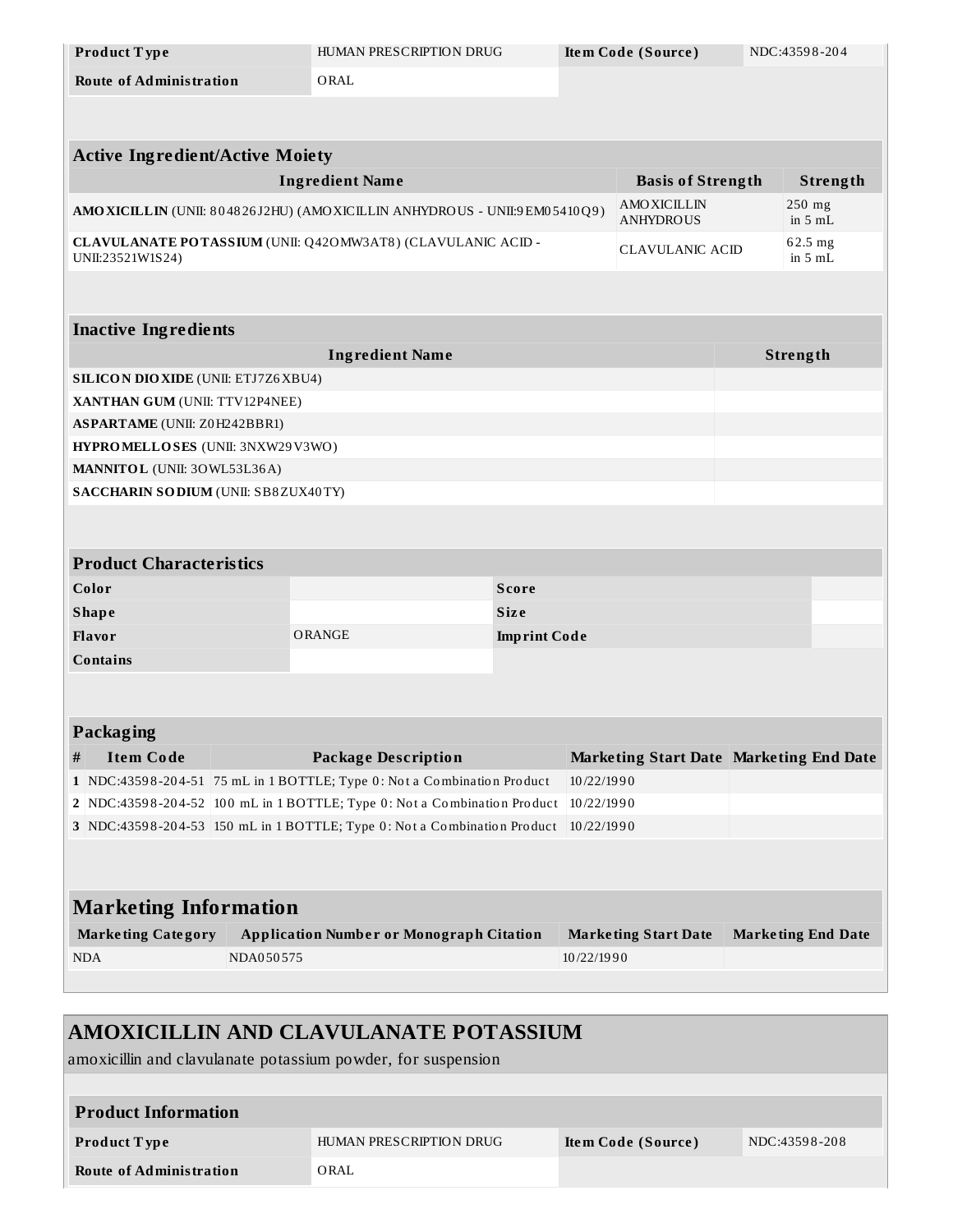| Product Type | HUMAN PRESCRIPTION DRUG | Item Code (Source) | NDC:43598-204 |
| --- | --- | --- | --- |
| Route of Administration | ORAL | | |

| Active Ingredient/Active Moiety | | |
| --- | --- | --- |
| **Ingredient Name** | **Basis of Strength** | **Strength** |
| **AMOXICILLIN** (UNII: 804826J2HU) (AMOXICILLIN ANHYDROUS - UNII:9EM05410Q9) | AMOXICILLIN ANHYDROUS | 250 mg in 5 mL |
| **CLAVULANATE POTASSIUM** (UNII: Q42OMW3AT8) (CLAVULANIC ACID - UNII:23521W1S24) | CLAVULANIC ACID | 62.5 mg in 5 mL |

| Inactive Ingredients | |
| --- | --- |
| **Ingredient Name** | **Strength** |
| **SILICON DIOXIDE** (UNII: ETJ7Z6XBU4) | |
| **XANTHAN GUM** (UNII: TTV12P4NEE) | |
| **ASPARTAME** (UNII: Z0H242BBR1) | |
| **HYPROMELLOSES** (UNII: 3NXW29V3WO) | |
| **MANNITOL** (UNII: 3OWL53L36A) | |
| **SACCHARIN SODIUM** (UNII: SB8ZUX40TY) | |

| Product Characteristics | | | |
| --- | --- | --- | --- |
| Color | | Score | |
| Shape | | Size | |
| Flavor | ORANGE | Imprint Code | |
| Contains | | | |

| Packaging | | | | |
| --- | --- | --- | --- | --- |
| **#** | **Item Code** | **Package Description** | **Marketing Start Date** | **Marketing End Date** |
| 1 | NDC:43598-204-51 | 75 mL in 1 BOTTLE; Type 0: Not a Combination Product | 10/22/1990 | |
| 2 | NDC:43598-204-52 | 100 mL in 1 BOTTLE; Type 0: Not a Combination Product | 10/22/1990 | |
| 3 | NDC:43598-204-53 | 150 mL in 1 BOTTLE; Type 0: Not a Combination Product | 10/22/1990 | |

| Marketing Information | | | |
| --- | --- | --- | --- |
| **Marketing Category** | **Application Number or Monograph Citation** | **Marketing Start Date** | **Marketing End Date** |
| NDA | NDA050575 | 10/22/1990 | |

## AMOXICILLIN AND CLAVULANATE POTASSIUM

amoxicillin and clavulanate potassium powder, for suspension

| Product Information | | | |
| --- | --- | --- | --- |
| Product Type | HUMAN PRESCRIPTION DRUG | Item Code (Source) | NDC:43598-208 |
| Route of Administration | ORAL | | |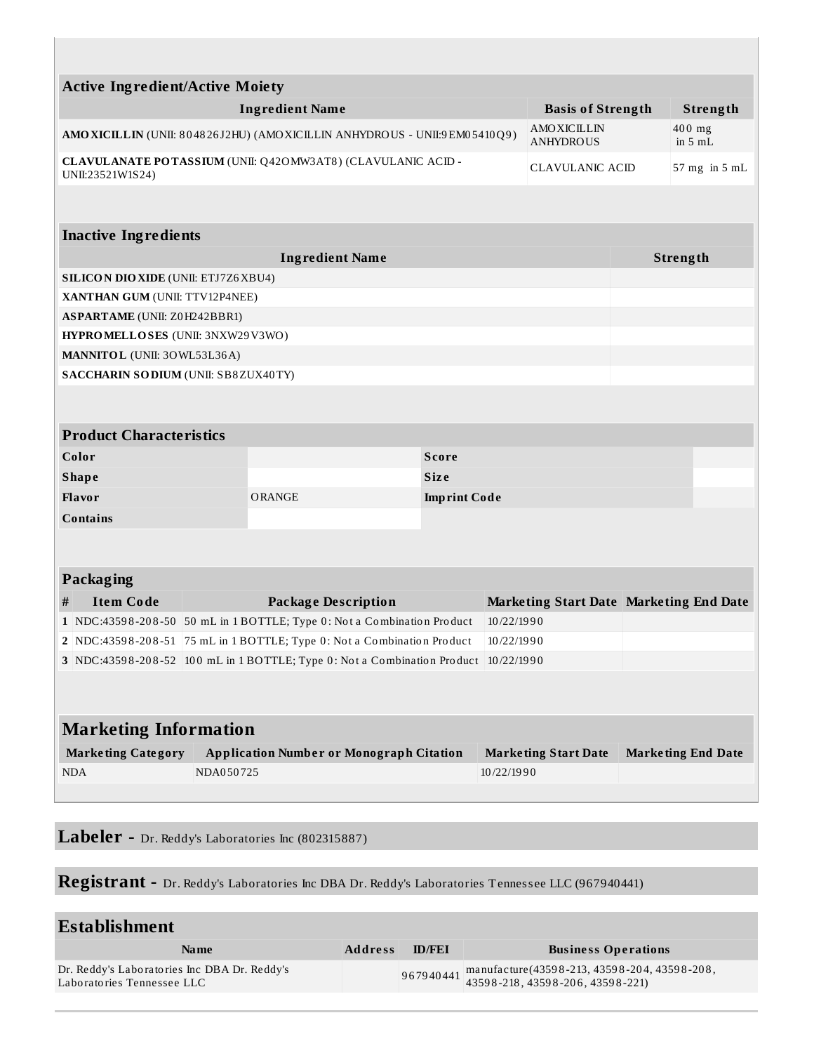| Active Ingredient/Active Moiety | | |
|---|---|---|
| **Ingredient Name** | **Basis of Strength** | **Strength** |
| **AMOXICILLIN** (UNII: 804826J2HU) (AMOXICILLIN ANHYDROUS - UNII:9EM05410Q9) | AMOXICILLIN ANHYDROUS | 400 mg in 5 mL |
| **CLAVULANATE POTASSIUM** (UNII: Q42OMW3AT8) (CLAVULANIC ACID - UNII:23521W1S24) | CLAVULANIC ACID | 57 mg in 5 mL |

| Inactive Ingredients | |
|---|---|
| **Ingredient Name** | **Strength** |
| **SILICON DIOXIDE** (UNII: ETJ7Z6XBU4) | |
| **XANTHAN GUM** (UNII: TTV12P4NEE) | |
| **ASPARTAME** (UNII: Z0H242BBR1) | |
| **HYPROMELLOSES** (UNII: 3NXW29V3WO) | |
| **MANNITOL** (UNII: 3OWL53L36A) | |
| **SACCHARIN SODIUM** (UNII: SB8ZUX40TY) | |

| Product Characteristics | | | |
|---|---|---|---|
| **Color** | | **Score** | |
| **Shape** | | **Size** | |
| **Flavor** | ORANGE | **Imprint Code** | |
| **Contains** | | | |

| Packaging | | | | |
|---|---|---|---|---|
| **#** | **Item Code** | **Package Description** | **Marketing Start Date** | **Marketing End Date** |
| **1** | NDC:43598-208-50 | 50 mL in 1 BOTTLE; Type 0: Not a Combination Product | 10/22/1990 | |
| **2** | NDC:43598-208-51 | 75 mL in 1 BOTTLE; Type 0: Not a Combination Product | 10/22/1990 | |
| **3** | NDC:43598-208-52 | 100 mL in 1 BOTTLE; Type 0: Not a Combination Product | 10/22/1990 | |

| Marketing Information | | | |
|---|---|---|---|
| **Marketing Category** | **Application Number or Monograph Citation** | **Marketing Start Date** | **Marketing End Date** |
| NDA | NDA050725 | 10/22/1990 | |

## Labeler - Dr. Reddy's Laboratories Inc (802315887)

## Registrant - Dr. Reddy's Laboratories Inc DBA Dr. Reddy's Laboratories Tennessee LLC (967940441)

| Establishment | | | |
|---|---|---|---|
| **Name** | **Address** | **ID/FEI** | **Business Operations** |
| Dr. Reddy's Laboratories Inc DBA Dr. Reddy's Laboratories Tennessee LLC | | 967940441 | manufacture(43598-213, 43598-204, 43598-208, 43598-218, 43598-206, 43598-221) |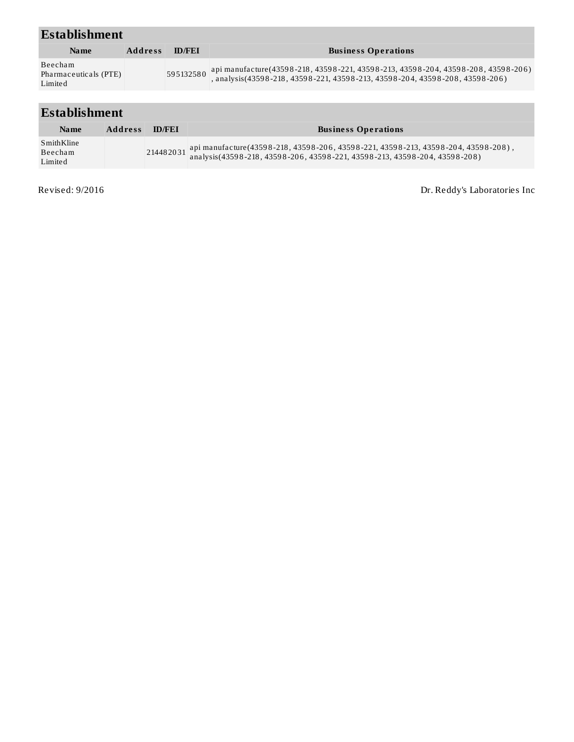## Establishment

| Name | Address | ID/FEI | Business Operations |
|---|---|---|---|
| Beecham Pharmaceuticals (PTE) Limited | | 595132580 | api manufacture(43598-218, 43598-221, 43598-213, 43598-204, 43598-208, 43598-206) , analysis(43598-218, 43598-221, 43598-213, 43598-204, 43598-208, 43598-206) |

## Establishment

| Name | Address | ID/FEI | Business Operations |
|---|---|---|---|
| SmithKline Beecham Limited | | 214482031 | api manufacture(43598-218, 43598-206, 43598-221, 43598-213, 43598-204, 43598-208) , analysis(43598-218, 43598-206, 43598-221, 43598-213, 43598-204, 43598-208) |

Revised: 9/2016

Dr. Reddy's Laboratories Inc